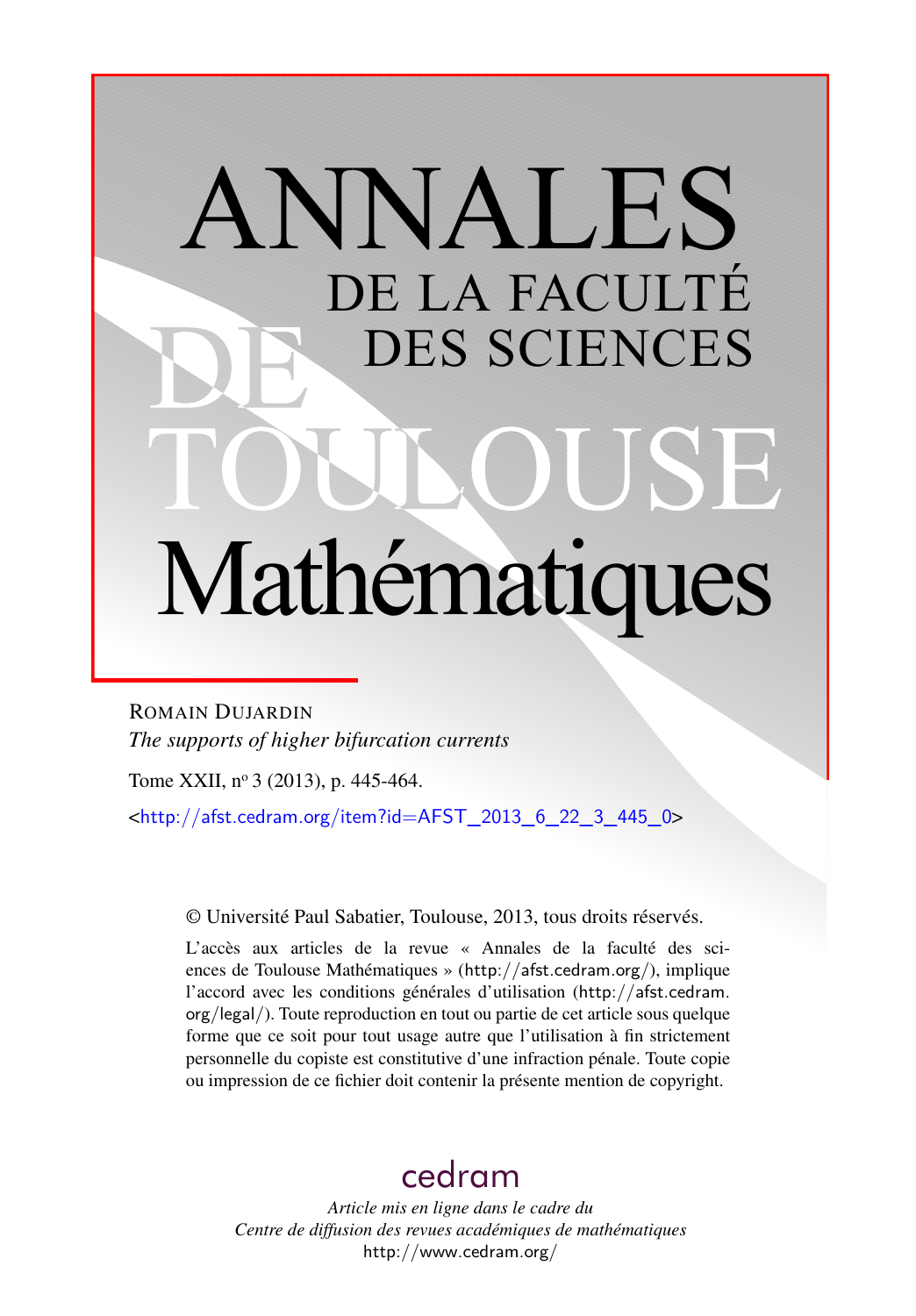# ANNALES DE LA FACULTÉ DES SCIENCES DE TOULOUSE Mathématiques

ROMAIN DUJARDIN

*The supports of higher bifurcation currents*

Tome XXII, n° 3 (2013), p. 445-464.

<http://afst.cedram.org/item?id=AFST_2013_6_22_3_445_0>

© Université Paul Sabatier, Toulouse, 2013, tous droits réservés.

L'accès aux articles de la revue « Annales de la faculté des sciences de Toulouse Mathématiques » (http://afst.cedram.org/), implique l'accord avec les conditions générales d'utilisation (http://afst.cedram.org/legal/). Toute reproduction en tout ou partie de cet article sous quelque forme que ce soit pour tout usage autre que l'utilisation à fin strictement personnelle du copiste est constitutive d'une infraction pénale. Toute copie ou impression de ce fichier doit contenir la présente mention de copyright.

cedram

*Article mis en ligne dans le cadre du Centre de diffusion des revues académiques de mathématiques*

http://www.cedram.org/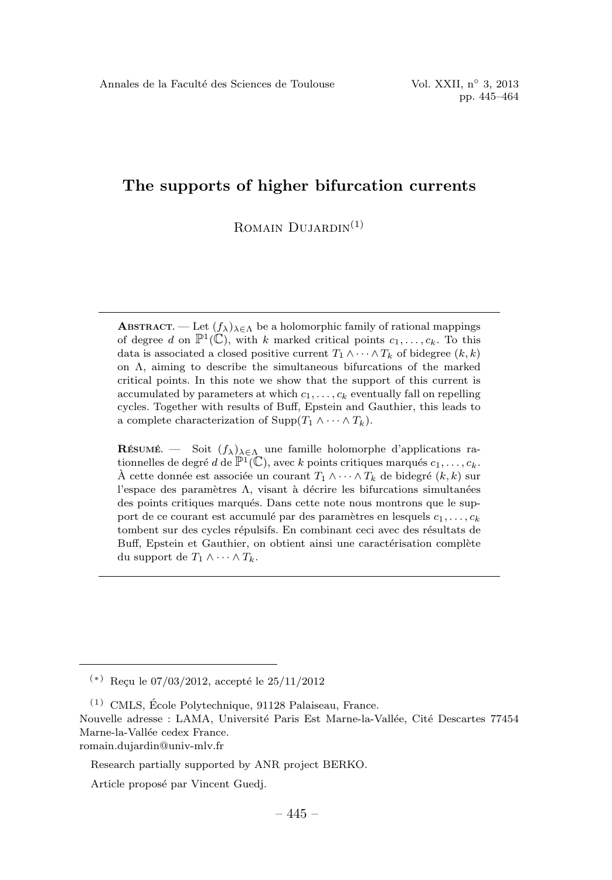# The supports of higher bifurcation currents

Romain Dujardin[(1)]

---

**Abstract**. — Let $(f_\lambda)_{\lambda\in\Lambda}$ be a holomorphic family of rational mappings of degree $d$ on $\mathbb{P}^1(\mathbb{C})$, with $k$ marked critical points $c_1, \ldots, c_k$. To this data is associated a closed positive current $T_1 \wedge \cdots \wedge T_k$ of bidegree $(k,k)$ on $\Lambda$, aiming to describe the simultaneous bifurcations of the marked critical points. In this note we show that the support of this current is accumulated by parameters at which $c_1, \ldots, c_k$ eventually fall on repelling cycles. Together with results of Buff, Epstein and Gauthier, this leads to a complete characterization of $\mathrm{Supp}(T_1 \wedge \cdots \wedge T_k)$.

**Résumé**. — Soit $(f_\lambda)_{\lambda\in\Lambda}$ une famille holomorphe d'applications rationnelles de degré $d$ de $\mathbb{P}^1(\mathbb{C})$, avec $k$ points critiques marqués $c_1, \ldots, c_k$. À cette donnée est associée un courant $T_1 \wedge \cdots \wedge T_k$ de bidegré $(k,k)$ sur l'espace des paramètres $\Lambda$, visant à décrire les bifurcations simultanées des points critiques marqués. Dans cette note nous montrons que le support de ce courant est accumulé par des paramètres en lesquels $c_1, \ldots, c_k$ tombent sur des cycles répulsifs. En combinant ceci avec des résultats de Buff, Epstein et Gauthier, on obtient ainsi une caractérisation complète du support de $T_1 \wedge \cdots \wedge T_k$.

---

[(*)] Reçu le 07/03/2012, accepté le 25/11/2012

[(1)] CMLS, École Polytechnique, 91128 Palaiseau, France.
Nouvelle adresse : LAMA, Université Paris Est Marne-la-Vallée, Cité Descartes 77454 Marne-la-Vallée cedex France.
romain.dujardin@univ-mlv.fr

Research partially supported by ANR project BERKO.

Article proposé par Vincent Guedj.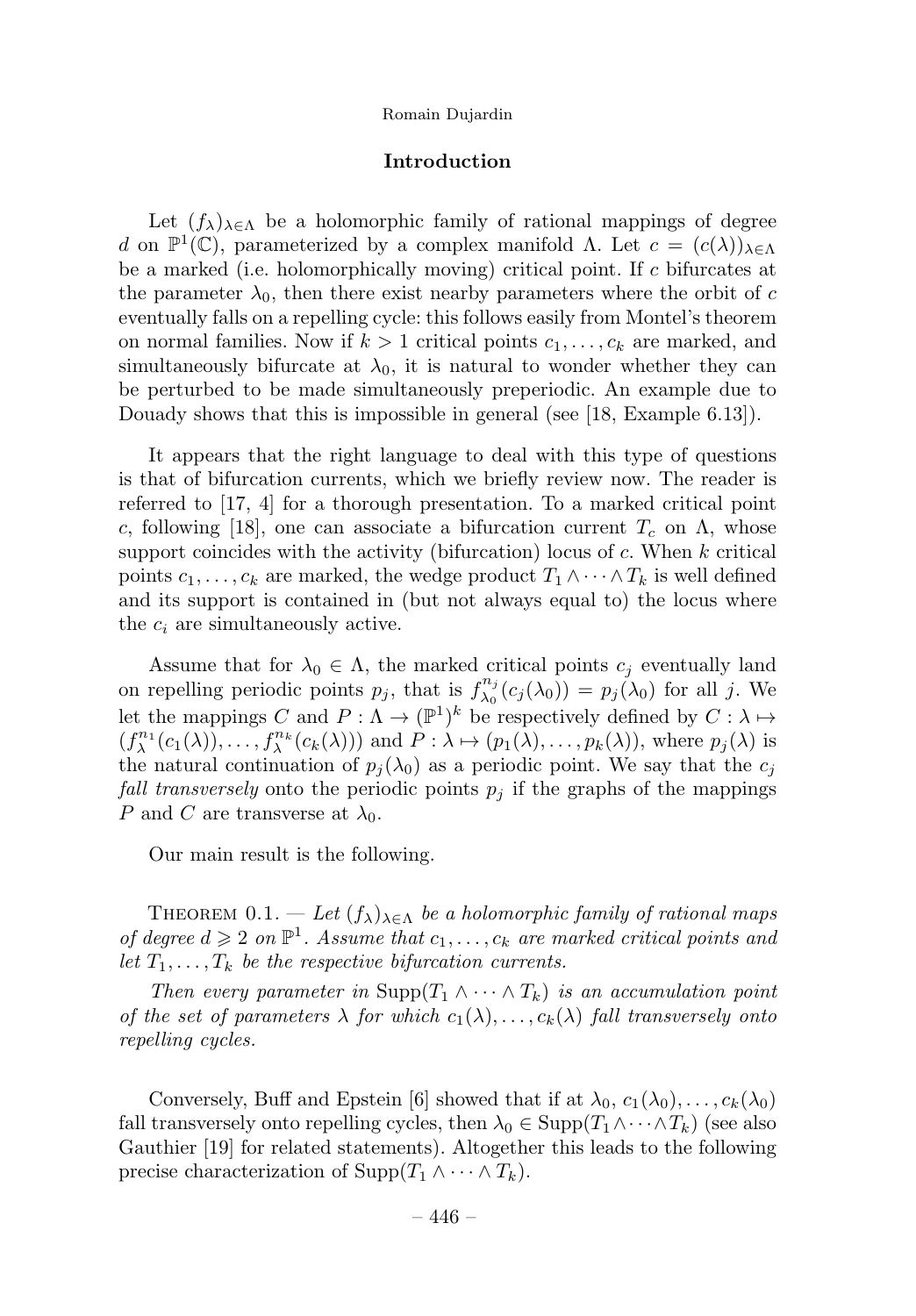## Introduction

Let $(f_\lambda)_{\lambda\in\Lambda}$ be a holomorphic family of rational mappings of degree $d$ on $\mathbb{P}^1(\mathbb{C})$, parameterized by a complex manifold $\Lambda$. Let $c = (c(\lambda))_{\lambda\in\Lambda}$ be a marked (i.e. holomorphically moving) critical point. If $c$ bifurcates at the parameter $\lambda_0$, then there exist nearby parameters where the orbit of $c$ eventually falls on a repelling cycle: this follows easily from Montel's theorem on normal families. Now if $k > 1$ critical points $c_1, \ldots, c_k$ are marked, and simultaneously bifurcate at $\lambda_0$, it is natural to wonder whether they can be perturbed to be made simultaneously preperiodic. An example due to Douady shows that this is impossible in general (see [18, Example 6.13]).

It appears that the right language to deal with this type of questions is that of bifurcation currents, which we briefly review now. The reader is referred to [17, 4] for a thorough presentation. To a marked critical point $c$, following [18], one can associate a bifurcation current $T_c$ on $\Lambda$, whose support coincides with the activity (bifurcation) locus of $c$. When $k$ critical points $c_1, \ldots, c_k$ are marked, the wedge product $T_1 \wedge \cdots \wedge T_k$ is well defined and its support is contained in (but not always equal to) the locus where the $c_i$ are simultaneously active.

Assume that for $\lambda_0 \in \Lambda$, the marked critical points $c_j$ eventually land on repelling periodic points $p_j$, that is $f^{n_j}_{\lambda_0}(c_j(\lambda_0)) = p_j(\lambda_0)$ for all $j$. We let the mappings $C$ and $P : \Lambda \to (\mathbb{P}^1)^k$ be respectively defined by $C : \lambda \mapsto (f^{n_1}_\lambda(c_1(\lambda)), \ldots, f^{n_k}_\lambda(c_k(\lambda)))$ and $P : \lambda \mapsto (p_1(\lambda), \ldots, p_k(\lambda))$, where $p_j(\lambda)$ is the natural continuation of $p_j(\lambda_0)$ as a periodic point. We say that the $c_j$ *fall transversely* onto the periodic points $p_j$ if the graphs of the mappings $P$ and $C$ are transverse at $\lambda_0$.

Our main result is the following.

Theorem 0.1. — *Let $(f_\lambda)_{\lambda\in\Lambda}$ be a holomorphic family of rational maps of degree $d \geqslant 2$ on $\mathbb{P}^1$. Assume that $c_1, \ldots, c_k$ are marked critical points and let $T_1, \ldots, T_k$ be the respective bifurcation currents.*

*Then every parameter in $\mathrm{Supp}(T_1 \wedge \cdots \wedge T_k)$ is an accumulation point of the set of parameters $\lambda$ for which $c_1(\lambda), \ldots, c_k(\lambda)$ fall transversely onto repelling cycles.*

Conversely, Buff and Epstein [6] showed that if at $\lambda_0$, $c_1(\lambda_0), \ldots, c_k(\lambda_0)$ fall transversely onto repelling cycles, then $\lambda_0 \in \mathrm{Supp}(T_1 \wedge \cdots \wedge T_k)$ (see also Gauthier [19] for related statements). Altogether this leads to the following precise characterization of $\mathrm{Supp}(T_1 \wedge \cdots \wedge T_k)$.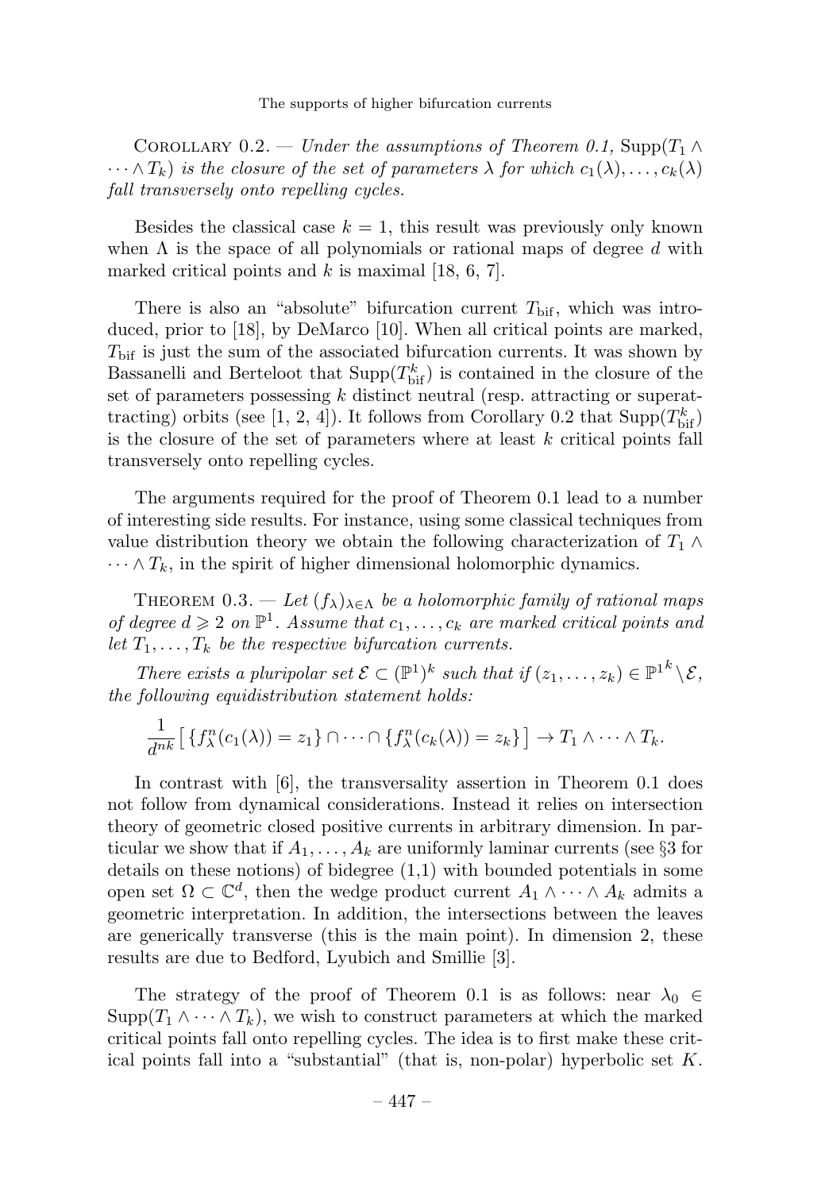Corollary 0.2. — *Under the assumptions of Theorem 0.1,* $\mathrm{Supp}(T_1 \wedge \cdots \wedge T_k)$ *is the closure of the set of parameters* $\lambda$ *for which* $c_1(\lambda), \ldots, c_k(\lambda)$ *fall transversely onto repelling cycles.*

Besides the classical case $k = 1$, this result was previously only known when $\Lambda$ is the space of all polynomials or rational maps of degree $d$ with marked critical points and $k$ is maximal [18, 6, 7].

There is also an "absolute" bifurcation current $T_{\mathrm{bif}}$, which was introduced, prior to [18], by DeMarco [10]. When all critical points are marked, $T_{\mathrm{bif}}$ is just the sum of the associated bifurcation currents. It was shown by Bassanelli and Berteloot that $\mathrm{Supp}(T_{\mathrm{bif}}^k)$ is contained in the closure of the set of parameters possessing $k$ distinct neutral (resp. attracting or superattracting) orbits (see [1, 2, 4]). It follows from Corollary 0.2 that $\mathrm{Supp}(T_{\mathrm{bif}}^k)$ is the closure of the set of parameters where at least $k$ critical points fall transversely onto repelling cycles.

The arguments required for the proof of Theorem 0.1 lead to a number of interesting side results. For instance, using some classical techniques from value distribution theory we obtain the following characterization of $T_1 \wedge \cdots \wedge T_k$, in the spirit of higher dimensional holomorphic dynamics.

Theorem 0.3. — *Let* $(f_\lambda)_{\lambda \in \Lambda}$ *be a holomorphic family of rational maps of degree* $d \geqslant 2$ *on* $\mathbb{P}^1$*. Assume that* $c_1, \ldots, c_k$ *are marked critical points and let* $T_1, \ldots, T_k$ *be the respective bifurcation currents.*

*There exists a pluripolar set* $\mathcal{E} \subset (\mathbb{P}^1)^k$ *such that if* $(z_1, \ldots, z_k) \in {\mathbb{P}^1}^k \setminus \mathcal{E}$*, the following equidistribution statement holds:*

$$\frac{1}{d^{nk}} \big[ \{ f_\lambda^n(c_1(\lambda)) = z_1 \} \cap \cdots \cap \{ f_\lambda^n(c_k(\lambda)) = z_k \} \big] \to T_1 \wedge \cdots \wedge T_k.$$

In contrast with [6], the transversality assertion in Theorem 0.1 does not follow from dynamical considerations. Instead it relies on intersection theory of geometric closed positive currents in arbitrary dimension. In particular we show that if $A_1, \ldots, A_k$ are uniformly laminar currents (see §3 for details on these notions) of bidegree (1,1) with bounded potentials in some open set $\Omega \subset \mathbb{C}^d$, then the wedge current $A_1 \wedge \cdots \wedge A_k$ admits a geometric interpretation. In addition, the intersections between the leaves are generically transverse (this is the main point). In dimension 2, these results are due to Bedford, Lyubich and Smillie [3].

The strategy of the proof of Theorem 0.1 is as follows: near $\lambda_0 \in \mathrm{Supp}(T_1 \wedge \cdots \wedge T_k)$, we wish to construct parameters at which the marked critical points fall onto repelling cycles. The idea is to first make these critical points fall into a "substantial" (that is, non-polar) hyperbolic set $K$.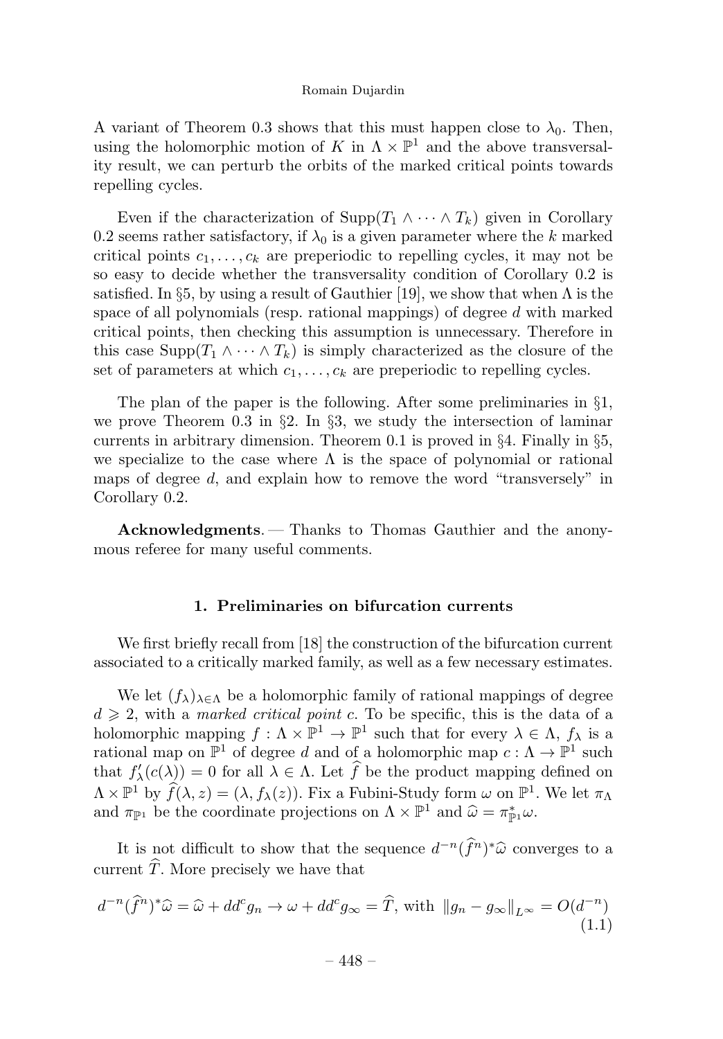A variant of Theorem 0.3 shows that this must happen close to $\lambda_0$. Then, using the holomorphic motion of $K$ in $\Lambda \times \mathbb{P}^1$ and the above transversality result, we can perturb the orbits of the marked critical points towards repelling cycles.

Even if the characterization of $\mathrm{Supp}(T_1 \wedge \cdots \wedge T_k)$ given in Corollary 0.2 seems rather satisfactory, if $\lambda_0$ is a given parameter where the $k$ marked critical points $c_1, \ldots, c_k$ are preperiodic to repelling cycles, it may not be so easy to decide whether the transversality condition of Corollary 0.2 is satisfied. In §5, by using a result of Gauthier [19], we show that when $\Lambda$ is the space of all polynomials (resp. rational mappings) of degree $d$ with marked critical points, then checking this assumption is unnecessary. Therefore in this case $\mathrm{Supp}(T_1 \wedge \cdots \wedge T_k)$ is simply characterized as the closure of the set of parameters at which $c_1, \ldots, c_k$ are preperiodic to repelling cycles.

The plan of the paper is the following. After some preliminaries in §1, we prove Theorem 0.3 in §2. In §3, we study the intersection of laminar currents in arbitrary dimension. Theorem 0.1 is proved in §4. Finally in §5, we specialize to the case where $\Lambda$ is the space of polynomial or rational maps of degree $d$, and explain how to remove the word "transversely" in Corollary 0.2.

**Acknowledgments**. — Thanks to Thomas Gauthier and the anonymous referee for many useful comments.

## 1. Preliminaries on bifurcation currents

We first briefly recall from [18] the construction of the bifurcation current associated to a critically marked family, as well as a few necessary estimates.

We let $(f_\lambda)_{\lambda \in \Lambda}$ be a holomorphic family of rational mappings of degree $d \geqslant 2$, with a *marked critical point* $c$. To be specific, this is the data of a holomorphic mapping $f : \Lambda \times \mathbb{P}^1 \to \mathbb{P}^1$ such that for every $\lambda \in \Lambda$, $f_\lambda$ is a rational map on $\mathbb{P}^1$ of degree $d$ and of a holomorphic map $c : \Lambda \to \mathbb{P}^1$ such that $f'_\lambda(c(\lambda)) = 0$ for all $\lambda \in \Lambda$. Let $\widehat{f}$ be the product mapping defined on $\Lambda \times \mathbb{P}^1$ by $\widehat{f}(\lambda, z) = (\lambda, f_\lambda(z))$. Fix a Fubini-Study form $\omega$ on $\mathbb{P}^1$. We let $\pi_\Lambda$ and $\pi_{\mathbb{P}^1}$ be the coordinate projections on $\Lambda \times \mathbb{P}^1$ and $\widehat{\omega} = \pi_{\mathbb{P}^1}^* \omega$.

It is not difficult to show that the sequence $d^{-n}(\widehat{f}^n)^* \widehat{\omega}$ converges to a current $\widehat{T}$. More precisely we have that

$$d^{-n}(\widehat{f}^n)^* \widehat{\omega} = \widehat{\omega} + dd^c g_n \to \omega + dd^c g_\infty = \widehat{T}, \text{ with } \|g_n - g_\infty\|_{L^\infty} = O(d^{-n}) \tag{1.1}$$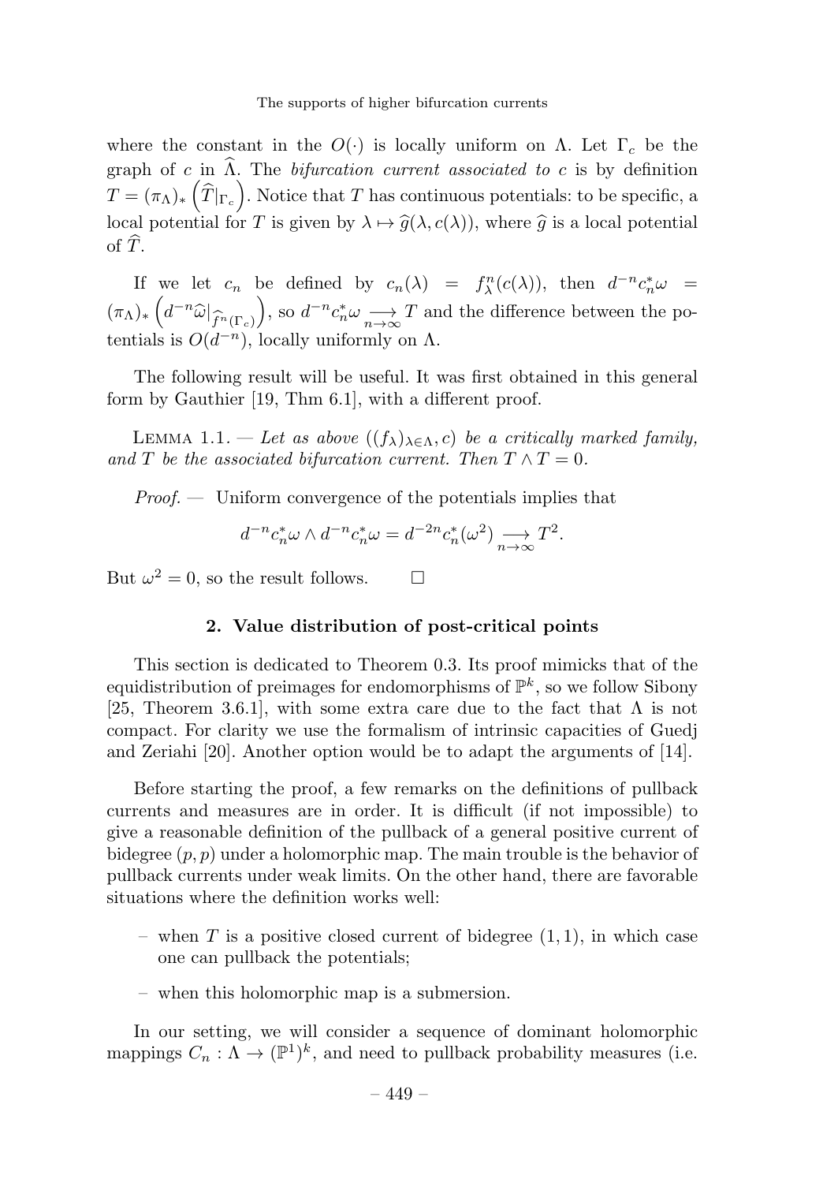where the constant in the $O(\cdot)$ is locally uniform on $\Lambda$. Let $\Gamma_c$ be the graph of $c$ in $\widehat{\Lambda}$. The *bifurcation current associated to* $c$ is by definition $T = (\pi_\Lambda)_* \left( \widehat{T}|_{\Gamma_c} \right)$. Notice that $T$ has continuous potentials: to be specific, a local potential for $T$ is given by $\lambda \mapsto \widehat{g}(\lambda, c(\lambda))$, where $\widehat{g}$ is a local potential of $\widehat{T}$.

If we let $c_n$ be defined by $c_n(\lambda) = f_\lambda^n(c(\lambda))$, then $d^{-n}c_n^*\omega = (\pi_\Lambda)_* \left( d^{-n}\widehat{\omega}|_{\widehat{f}^n(\Gamma_c)} \right)$, so $d^{-n}c_n^*\omega \underset{n\to\infty}{\longrightarrow} T$ and the difference between the potentials is $O(d^{-n})$, locally uniformly on $\Lambda$.

The following result will be useful. It was first obtained in this general form by Gauthier [19, Thm 6.1], with a different proof.

Lemma 1.1. — *Let as above $((f_\lambda)_{\lambda\in\Lambda}, c)$ be a critically marked family, and $T$ be the associated bifurcation current. Then $T \wedge T = 0$.*

*Proof.* — Uniform convergence of the potentials implies that

$$d^{-n}c_n^*\omega \wedge d^{-n}c_n^*\omega = d^{-2n}c_n^*(\omega^2) \underset{n\to\infty}{\longrightarrow} T^2.$$

But $\omega^2 = 0$, so the result follows. $\square$

## 2. Value distribution of post-critical points

This section is dedicated to Theorem 0.3. Its proof mimicks that of the equidistribution of preimages for endomorphisms of $\mathbb{P}^k$, so we follow Sibony [25, Theorem 3.6.1], with some extra care due to the fact that $\Lambda$ is not compact. For clarity we use the formalism of intrinsic capacities of Guedj and Zeriahi [20]. Another option would be to adapt the arguments of [14].

Before starting the proof, a few remarks on the definitions of pullback currents and measures are in order. It is difficult (if not impossible) to give a reasonable definition of the pullback of a general positive current of bidegree $(p,p)$ under a holomorphic map. The main trouble is the behavior of pullback currents under weak limits. On the other hand, there are favorable situations where the definition works well:

- when $T$ is a positive closed current of bidegree $(1,1)$, in which case one can pullback the potentials;
- when this holomorphic map is a submersion.

In our setting, we will consider a sequence of dominant holomorphic mappings $C_n : \Lambda \to (\mathbb{P}^1)^k$, and need to pullback probability measures (i.e.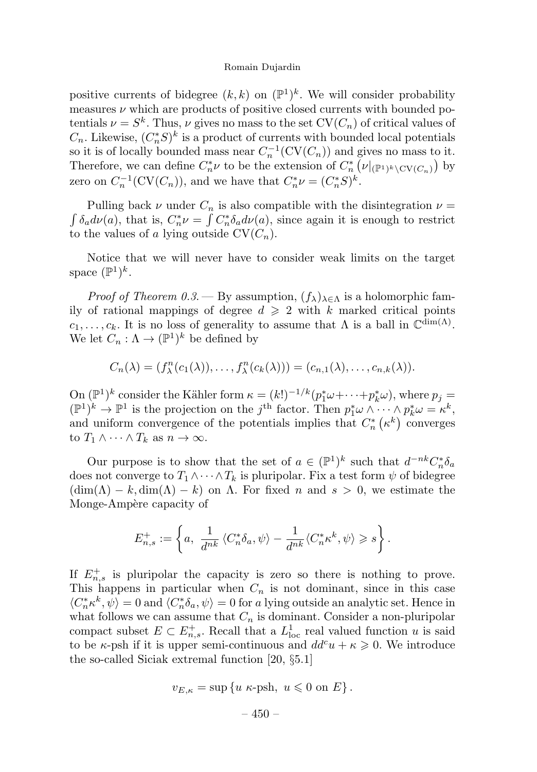positive currents of bidegree $(k, k)$ on $(\mathbb{P}^1)^k$. We will consider probability measures $\nu$ which are products of positive closed currents with bounded potentials $\nu = S^k$. Thus, $\nu$ gives no mass to the set $\mathrm{CV}(C_n)$ of critical values of $C_n$. Likewise, $(C_n^* S)^k$ is a product of currents with bounded local potentials so it is of locally bounded mass near $C_n^{-1}(\mathrm{CV}(C_n))$ and gives no mass to it. Therefore, we can define $C_n^*\nu$ to be the extension of $C_n^*\left(\nu|_{(\mathbb{P}^1)^k\setminus \mathrm{CV}(C_n)}\right)$ by zero on $C_n^{-1}(\mathrm{CV}(C_n))$, and we have that $C_n^*\nu = (C_n^*S)^k$.

Pulling back $\nu$ under $C_n$ is also compatible with the disintegration $\nu = \int \delta_a d\nu(a)$, that is, $C_n^*\nu = \int C_n^*\delta_a d\nu(a)$, since again it is enough to restrict to the values of $a$ lying outside $\mathrm{CV}(C_n)$.

Notice that we will never have to consider weak limits on the target space $(\mathbb{P}^1)^k$.

*Proof of Theorem 0.3.* — By assumption, $(f_\lambda)_{\lambda\in\Lambda}$ is a holomorphic family of rational mappings of degree $d \geqslant 2$ with $k$ marked critical points $c_1, \ldots, c_k$. It is no loss of generality to assume that $\Lambda$ is a ball in $\mathbb{C}^{\dim(\Lambda)}$. We let $C_n : \Lambda \to (\mathbb{P}^1)^k$ be defined by

$$C_n(\lambda) = (f_\lambda^n(c_1(\lambda)), \ldots, f_\lambda^n(c_k(\lambda))) = (c_{n,1}(\lambda), \ldots, c_{n,k}(\lambda)).$$

On $(\mathbb{P}^1)^k$ consider the Kähler form $\kappa = (k!)^{-1/k}(p_1^*\omega + \cdots + p_k^*\omega)$, where $p_j = (\mathbb{P}^1)^k \to \mathbb{P}^1$ is the projection on the $j^{\text{th}}$ factor. Then $p_1^*\omega \wedge \cdots \wedge p_k^*\omega = \kappa^k$, and uniform convergence of the potentials implies that $C_n^*\left(\kappa^k\right)$ converges to $T_1 \wedge \cdots \wedge T_k$ as $n \to \infty$.

Our purpose is to show that the set of $a \in (\mathbb{P}^1)^k$ such that $d^{-nk}C_n^*\delta_a$ does not converge to $T_1 \wedge \cdots \wedge T_k$ is pluripolar. Fix a test form $\psi$ of bidegree $(\dim(\Lambda) - k, \dim(\Lambda) - k)$ on $\Lambda$. For fixed $n$ and $s > 0$, we estimate the Monge-Ampère capacity of

$$E_{n,s}^+ := \left\{ a,\ \frac{1}{d^{nk}}\left\langle C_n^*\delta_a, \psi\right\rangle - \frac{1}{d^{nk}}\langle C_n^*\kappa^k, \psi\rangle \geqslant s \right\}.$$

If $E_{n,s}^+$ is pluripolar the capacity is zero so there is nothing to prove. This happens in particular when $C_n$ is not dominant, since in this case $\langle C_n^*\kappa^k, \psi\rangle = 0$ and $\langle C_n^*\delta_a, \psi\rangle = 0$ for $a$ lying outside an analytic set. Hence in what follows we can assume that $C_n$ is dominant. Consider a non-pluripolar compact subset $E \subset E_{n,s}^+$. Recall that a $L^1_{\text{loc}}$ real valued function $u$ is said to be $\kappa$-psh if it is upper semi-continuous and $dd^c u + \kappa \geqslant 0$. We introduce the so-called Siciak extremal function [20, §5.1]

$$v_{E,\kappa} = \sup\left\{u\ \kappa\text{-psh},\ u \leqslant 0 \text{ on } E\right\}.$$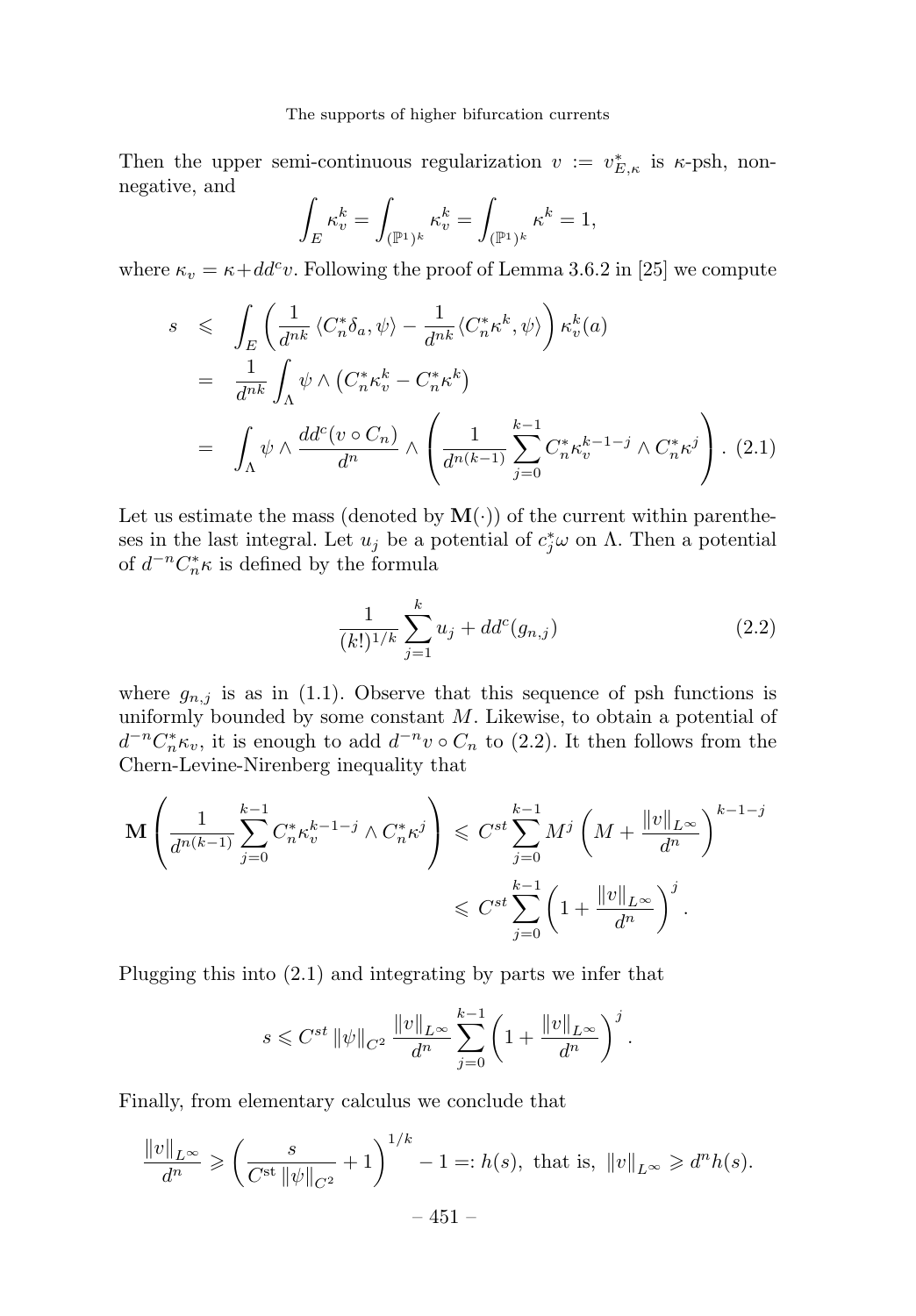Then the upper semi-continuous regularization $v := v^*_{E,\kappa}$ is $\kappa$-psh, non-negative, and

$$\int_E \kappa_v^k = \int_{(\mathbb{P}^1)^k} \kappa_v^k = \int_{(\mathbb{P}^1)^k} \kappa^k = 1,$$

where $\kappa_v = \kappa + dd^c v$. Following the proof of Lemma 3.6.2 in [25] we compute

$$\begin{aligned}
s &\leqslant \int_E \left( \frac{1}{d^{nk}} \langle C_n^* \delta_a, \psi \rangle - \frac{1}{d^{nk}} \langle C_n^* \kappa^k, \psi \rangle \right) \kappa_v^k(a) \\
&= \frac{1}{d^{nk}} \int_\Lambda \psi \wedge \left( C_n^* \kappa_v^k - C_n^* \kappa^k \right) \\
&= \int_\Lambda \psi \wedge \frac{dd^c(v \circ C_n)}{d^n} \wedge \left( \frac{1}{d^{n(k-1)}} \sum_{j=0}^{k-1} C_n^* \kappa_v^{k-1-j} \wedge C_n^* \kappa^j \right). \quad (2.1)
\end{aligned}$$

Let us estimate the mass (denoted by $\mathbf{M}(\cdot)$) of the current within parentheses in the last integral. Let $u_j$ be a potential of $c_j^* \omega$ on $\Lambda$. Then a potential of $d^{-n} C_n^* \kappa$ is defined by the formula

$$\frac{1}{(k!)^{1/k}} \sum_{j=1}^{k} u_j + dd^c(g_{n,j}) \quad (2.2)$$

where $g_{n,j}$ is as in (1.1). Observe that this sequence of psh functions is uniformly bounded by some constant $M$. Likewise, to obtain a potential of $d^{-n} C_n^* \kappa_v$, it is enough to add $d^{-n} v \circ C_n$ to (2.2). It then follows from the Chern-Levine-Nirenberg inequality that

$$\begin{aligned}
\mathbf{M}\left( \frac{1}{d^{n(k-1)}} \sum_{j=0}^{k-1} C_n^* \kappa_v^{k-1-j} \wedge C_n^* \kappa^j \right) &\leqslant C^{st} \sum_{j=0}^{k-1} M^j \left( M + \frac{\|v\|_{L^\infty}}{d^n} \right)^{k-1-j} \\
&\leqslant C^{st} \sum_{j=0}^{k-1} \left( 1 + \frac{\|v\|_{L^\infty}}{d^n} \right)^j.
\end{aligned}$$

Plugging this into (2.1) and integrating by parts we infer that

$$s \leqslant C^{st} \|\psi\|_{C^2} \frac{\|v\|_{L^\infty}}{d^n} \sum_{j=0}^{k-1} \left( 1 + \frac{\|v\|_{L^\infty}}{d^n} \right)^j.$$

Finally, from elementary calculus we conclude that

$$\frac{\|v\|_{L^\infty}}{d^n} \geqslant \left( \frac{s}{C^{\mathrm{st}} \|\psi\|_{C^2}} + 1 \right)^{1/k} - 1 =: h(s), \text{ that is, } \|v\|_{L^\infty} \geqslant d^n h(s).$$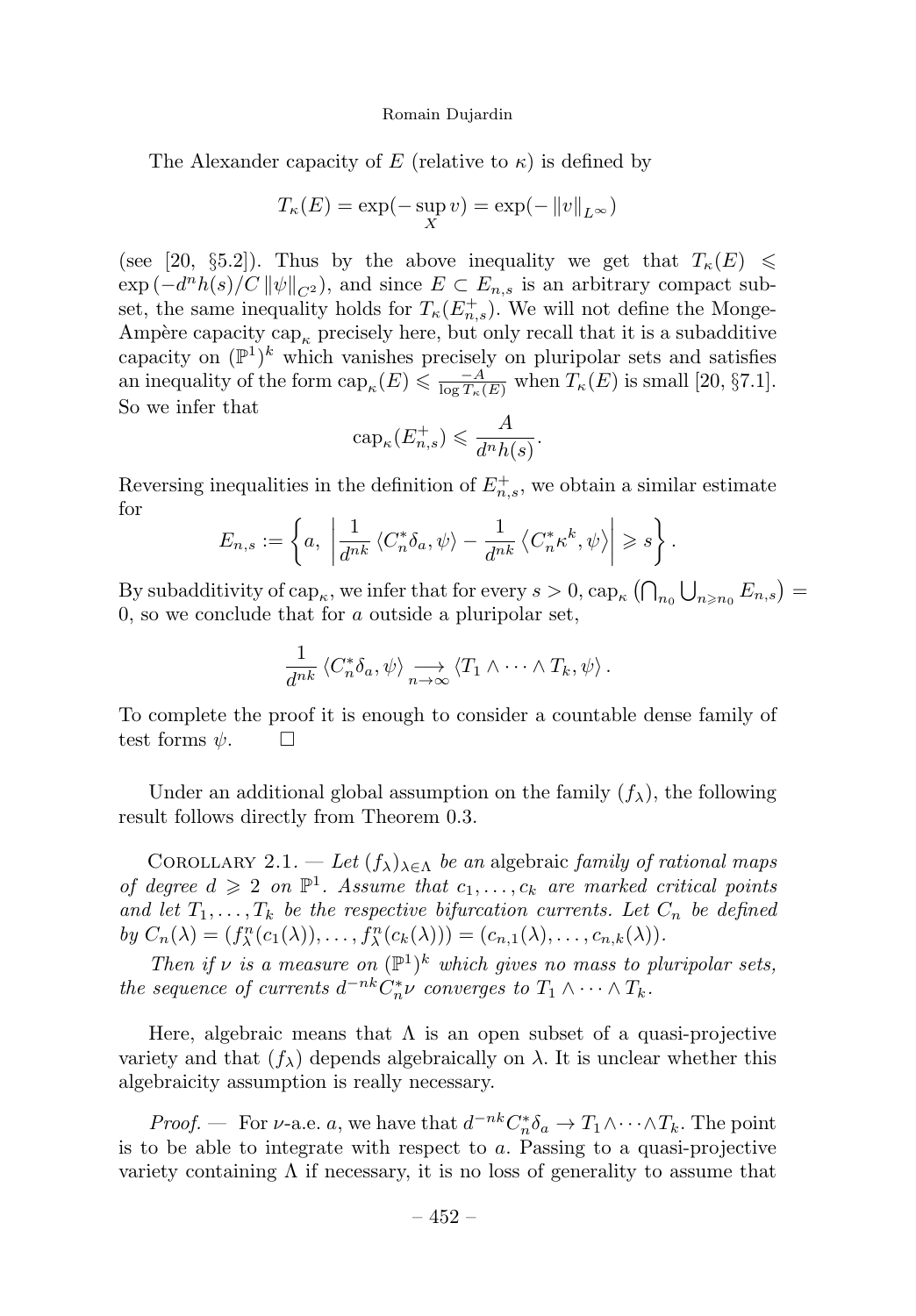The Alexander capacity of $E$ (relative to $\kappa$) is defined by

$$T_\kappa(E) = \exp(-\sup_X v) = \exp(-\|v\|_{L^\infty})$$

(see [20, §5.2]). Thus by the above inequality we get that $T_\kappa(E) \leqslant \exp\left(-d^n h(s)/C\,\|\psi\|_{C^2}\right)$, and since $E \subset E_{n,s}$ is an arbitrary compact subset, the same inequality holds for $T_\kappa(E^+_{n,s})$. We will not define the Monge-Ampère capacity $\mathrm{cap}_\kappa$ precisely here, but only recall that it is a subadditive capacity on $(\mathbb{P}^1)^k$ which vanishes precisely on pluripolar sets and satisfies an inequality of the form $\mathrm{cap}_\kappa(E) \leqslant \frac{-A}{\log T_\kappa(E)}$ when $T_\kappa(E)$ is small [20, §7.1]. So we infer that

$$\mathrm{cap}_\kappa(E^+_{n,s}) \leqslant \frac{A}{d^n h(s)}.$$

Reversing inequalities in the definition of $E^+_{n,s}$, we obtain a similar estimate for

$$E_{n,s} := \left\{ a,\ \left| \frac{1}{d^{nk}} \left\langle C_n^* \delta_a, \psi \right\rangle - \frac{1}{d^{nk}} \left\langle C_n^* \kappa^k, \psi \right\rangle \right| \geqslant s \right\}.$$

By subadditivity of $\mathrm{cap}_\kappa$, we infer that for every $s > 0$, $\mathrm{cap}_\kappa\left(\bigcap_{n_0} \bigcup_{n \geqslant n_0} E_{n,s}\right) = 0$, so we conclude that for $a$ outside a pluripolar set,

$$\frac{1}{d^{nk}} \left\langle C_n^* \delta_a, \psi \right\rangle \underset{n\to\infty}{\longrightarrow} \left\langle T_1 \wedge \cdots \wedge T_k, \psi \right\rangle.$$

To complete the proof it is enough to consider a countable dense family of test forms $\psi$. $\square$

Under an additional global assumption on the family $(f_\lambda)$, the following result follows directly from Theorem 0.3.

Corollary 2.1. — *Let $(f_\lambda)_{\lambda\in\Lambda}$ be an* algebraic *family of rational maps of degree $d \geqslant 2$ on $\mathbb{P}^1$. Assume that $c_1, \ldots, c_k$ are marked critical points and let $T_1, \ldots, T_k$ be the respective bifurcation currents. Let $C_n$ be defined by $C_n(\lambda) = (f^n_\lambda(c_1(\lambda)), \ldots, f^n_\lambda(c_k(\lambda))) = (c_{n,1}(\lambda), \ldots, c_{n,k}(\lambda))$.*

*Then if $\nu$ is a measure on $(\mathbb{P}^1)^k$ which gives no mass to pluripolar sets, the sequence of currents $d^{-nk} C_n^* \nu$ converges to $T_1 \wedge \cdots \wedge T_k$.*

Here, algebraic means that $\Lambda$ is an open subset of a quasi-projective variety and that $(f_\lambda)$ depends algebraically on $\lambda$. It is unclear whether this algebraicity assumption is really necessary.

*Proof.* — For $\nu$-a.e. $a$, we have that $d^{-nk} C_n^* \delta_a \to T_1 \wedge \cdots \wedge T_k$. The point is to be able to integrate with respect to $a$. Passing to a quasi-projective variety containing $\Lambda$ if necessary, it is no loss of generality to assume that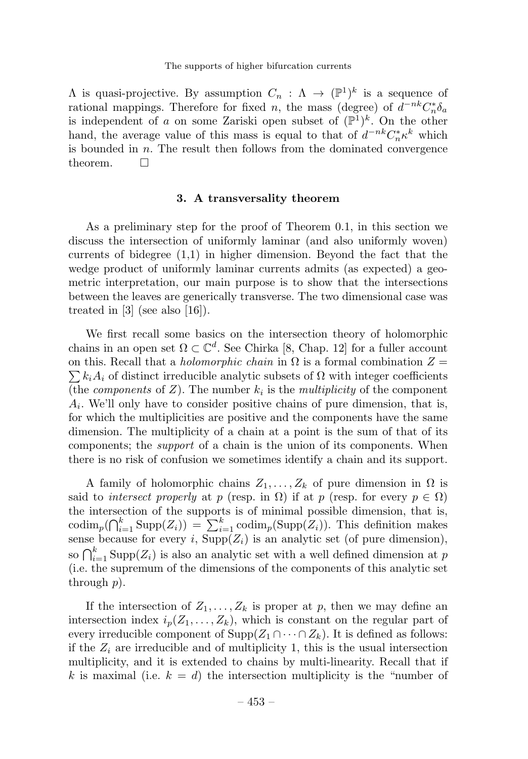$\Lambda$ is quasi-projective. By assumption $C_n : \Lambda \to (\mathbb{P}^1)^k$ is a sequence of rational mappings. Therefore for fixed $n$, the mass (degree) of $d^{-nk} C_n^* \delta_a$ is independent of $a$ on some Zariski open subset of $(\mathbb{P}^1)^k$. On the other hand, the average value of this mass is equal to that of $d^{-nk} C_n^* \kappa^k$ which is bounded in $n$. The result then follows from the dominated convergence theorem. $\square$

## 3. A transversality theorem

As a preliminary step for the proof of Theorem 0.1, in this section we discuss the intersection of uniformly laminar (and also uniformly woven) currents of bidegree (1,1) in higher dimension. Beyond the fact that the wedge product of uniformly laminar currents admits (as expected) a geometric interpretation, our main purpose is to show that the intersections between the leaves are generically transverse. The two dimensional case was treated in [3] (see also [16]).

We first recall some basics on the intersection theory of holomorphic chains in an open set $\Omega \subset \mathbb{C}^d$. See Chirka [8, Chap. 12] for a fuller account on this. Recall that a *holomorphic chain* in $\Omega$ is a formal combination $Z = \sum k_i A_i$ of distinct irreducible analytic subsets of $\Omega$ with integer coefficients (the *components* of $Z$). The number $k_i$ is the *multiplicity* of the component $A_i$. We'll only have to consider positive chains of pure dimension, that is, for which the multiplicities are positive and the components have the same dimension. The multiplicity of a chain at a point is the sum of that of its components; the *support* of a chain is the union of its components. When there is no risk of confusion we sometimes identify a chain and its support.

A family of holomorphic chains $Z_1, \ldots, Z_k$ of pure dimension in $\Omega$ is said to *intersect properly* at $p$ (resp. in $\Omega$) if at $p$ (resp. for every $p \in \Omega$) the intersection of the supports is of minimal possible dimension, that is, $\operatorname{codim}_p(\bigcap_{i=1}^k \operatorname{Supp}(Z_i)) = \sum_{i=1}^k \operatorname{codim}_p(\operatorname{Supp}(Z_i))$. This definition makes sense because for every $i$, $\operatorname{Supp}(Z_i)$ is an analytic set (of pure dimension), so $\bigcap_{i=1}^k \operatorname{Supp}(Z_i)$ is also an analytic set with a well defined dimension at $p$ (i.e. the supremum of the dimensions of the components of this analytic set through $p$).

If the intersection of $Z_1, \ldots, Z_k$ is proper at $p$, then we may define an intersection index $i_p(Z_1, \ldots, Z_k)$, which is constant on the regular part of every irreducible component of $\operatorname{Supp}(Z_1 \cap \cdots \cap Z_k)$. It is defined as follows: if the $Z_i$ are irreducible and of multiplicity 1, this is the usual intersection multiplicity, and it is extended to chains by multi-linearity. Recall that if $k$ is maximal (i.e. $k = d$) the intersection multiplicity is the "number of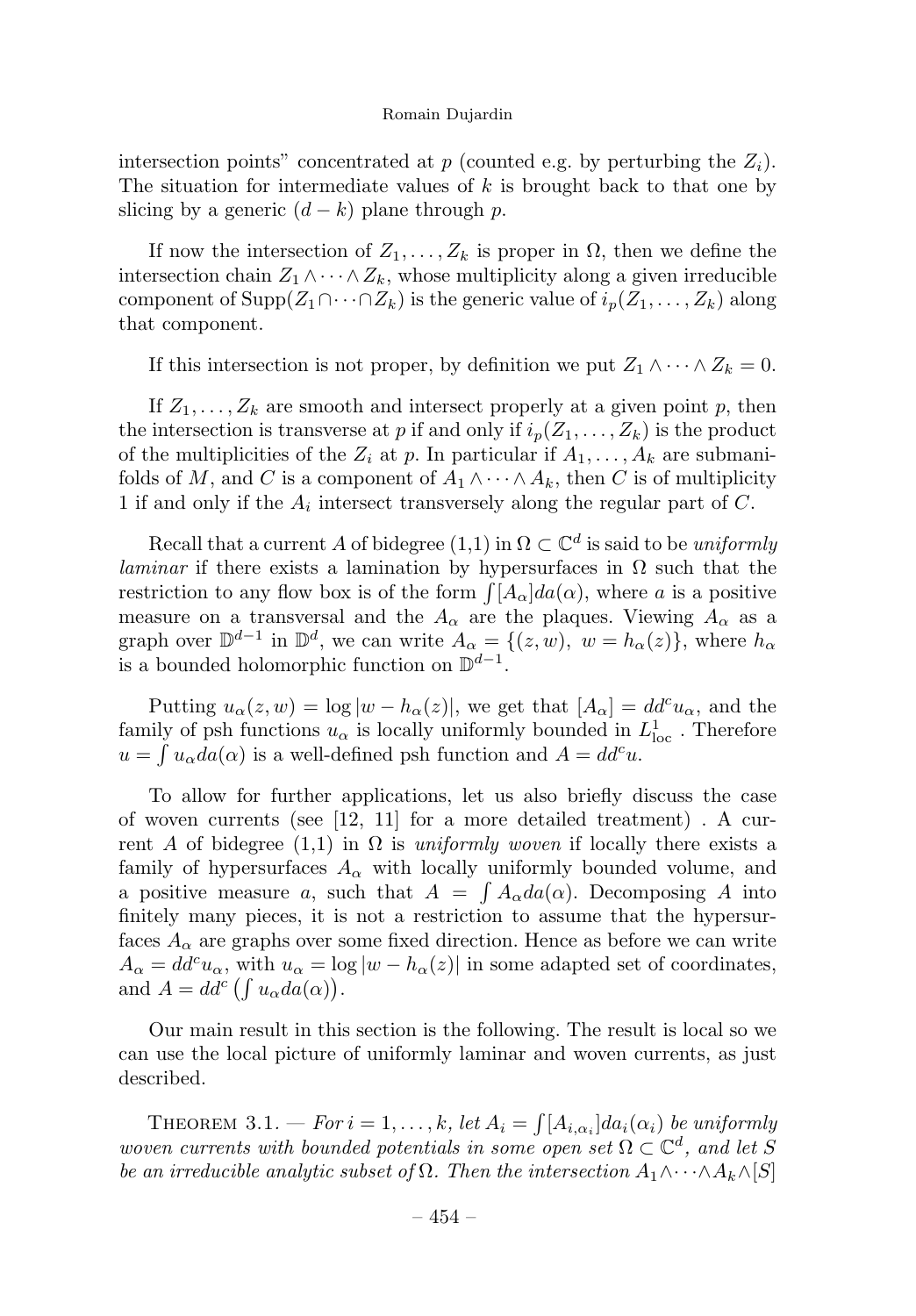intersection points" concentrated at $p$ (counted e.g. by perturbing the $Z_i$). The situation for intermediate values of $k$ is brought back to that one by slicing by a generic $(d-k)$ plane through $p$.

If now the intersection of $Z_1, \ldots, Z_k$ is proper in $\Omega$, then we define the intersection chain $Z_1 \wedge \cdots \wedge Z_k$, whose multiplicity along a given irreducible component of $\mathrm{Supp}(Z_1 \cap \cdots \cap Z_k)$ is the generic value of $i_p(Z_1, \ldots, Z_k)$ along that component.

If this intersection is not proper, by definition we put $Z_1 \wedge \cdots \wedge Z_k = 0$.

If $Z_1, \ldots, Z_k$ are smooth and intersect properly at a given point $p$, then the intersection is transverse at $p$ if and only if $i_p(Z_1, \ldots, Z_k)$ is the product of the multiplicities of the $Z_i$ at $p$. In particular if $A_1, \ldots, A_k$ are submanifolds of $M$, and $C$ is a component of $A_1 \wedge \cdots \wedge A_k$, then $C$ is of multiplicity 1 if and only if the $A_i$ intersect transversely along the regular part of $C$.

Recall that a current $A$ of bidegree (1,1) in $\Omega \subset \mathbb{C}^d$ is said to be *uniformly laminar* if there exists a lamination by hypersurfaces in $\Omega$ such that the restriction to any flow box is of the form $\int [A_\alpha] da(\alpha)$, where $a$ is a positive measure on a transversal and the $A_\alpha$ are the plaques. Viewing $A_\alpha$ as a graph over $\mathbb{D}^{d-1}$ in $\mathbb{D}^d$, we can write $A_\alpha = \{(z, w),\ w = h_\alpha(z)\}$, where $h_\alpha$ is a bounded holomorphic function on $\mathbb{D}^{d-1}$.

Putting $u_\alpha(z, w) = \log |w - h_\alpha(z)|$, we get that $[A_\alpha] = dd^c u_\alpha$, and the family of psh functions $u_\alpha$ is locally uniformly bounded in $L^1_{\mathrm{loc}}$. Therefore $u = \int u_\alpha da(\alpha)$ is a well-defined psh function and $A = dd^c u$.

To allow for further applications, let us also briefly discuss the case of woven currents (see [12, 11] for a more detailed treatment) . A current $A$ of bidegree (1,1) in $\Omega$ is *uniformly woven* if locally there exists a family of hypersurfaces $A_\alpha$ with locally uniformly bounded volume, and a positive measure $a$, such that $A = \int A_\alpha da(\alpha)$. Decomposing $A$ into finitely many pieces, it is not a restriction to assume that the hypersurfaces $A_\alpha$ are graphs over some fixed direction. Hence as before we can write $A_\alpha = dd^c u_\alpha$, with $u_\alpha = \log |w - h_\alpha(z)|$ in some adapted set of coordinates, and $A = dd^c \left( \int u_\alpha da(\alpha) \right)$.

Our main result in this section is the following. The result is local so we can use the local picture of uniformly laminar and woven currents, as just described.

THEOREM 3.1. — *For $i = 1, \ldots, k$, let $A_i = \int [A_{i,\alpha_i}] da_i(\alpha_i)$ be uniformly woven currents with bounded potentials in some open set $\Omega \subset \mathbb{C}^d$, and let $S$ be an irreducible analytic subset of $\Omega$. Then the intersection $A_1 \wedge \cdots \wedge A_k \wedge [S]$*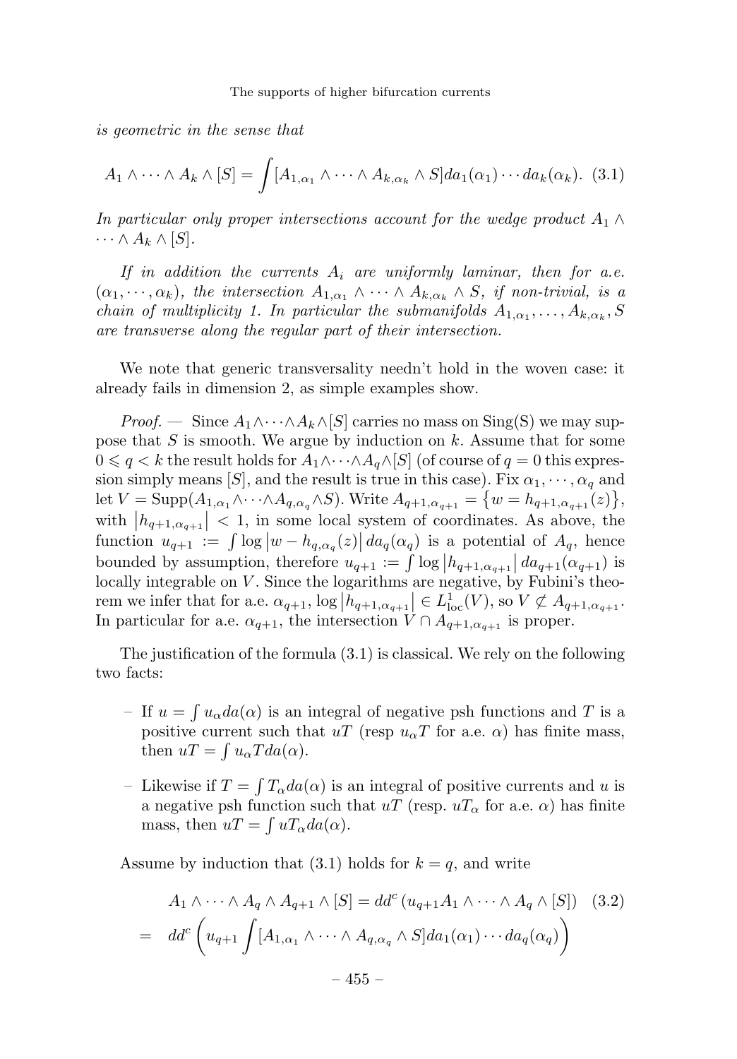*is geometric in the sense that*

$$A_1 \wedge \cdots \wedge A_k \wedge [S] = \int [A_{1,\alpha_1} \wedge \cdots \wedge A_{k,\alpha_k} \wedge S] da_1(\alpha_1) \cdots da_k(\alpha_k). \quad (3.1)$$

*In particular only proper intersections account for the wedge product $A_1 \wedge \cdots \wedge A_k \wedge [S]$.*

*If in addition the currents $A_i$ are uniformly laminar, then for a.e. $(\alpha_1, \cdots, \alpha_k)$, the intersection $A_{1,\alpha_1} \wedge \cdots \wedge A_{k,\alpha_k} \wedge S$, if non-trivial, is a chain of multiplicity 1. In particular the submanifolds $A_{1,\alpha_1}, \ldots, A_{k,\alpha_k}, S$ are transverse along the regular part of their intersection.*

We note that generic transversality needn't hold in the woven case: it already fails in dimension 2, as simple examples show.

*Proof.* — Since $A_1 \wedge \cdots \wedge A_k \wedge [S]$ carries no mass on Sing(S) we may suppose that $S$ is smooth. We argue by induction on $k$. Assume that for some $0 \leqslant q < k$ the result holds for $A_1 \wedge \cdots \wedge A_q \wedge [S]$ (of course if $q = 0$ this expression simply means $[S]$, and the result is true in this case). Fix $\alpha_1, \cdots, \alpha_q$ and let $V = \mathrm{Supp}(A_{1,\alpha_1} \wedge \cdots \wedge A_{q,\alpha_q} \wedge S)$. Write $A_{q+1,\alpha_{q+1}} = \{w = h_{q+1,\alpha_{q+1}}(z)\}$, with $|h_{q+1,\alpha_{q+1}}| < 1$, in some local system of coordinates. As above, the function $u_{q+1} := \int \log |w - h_{q,\alpha_q}(z)| \, da_q(\alpha_q)$ is a potential of $A_q$, hence bounded by assumption, therefore $u_{q+1} := \int \log |h_{q+1,\alpha_{q+1}}| \, da_{q+1}(\alpha_{q+1})$ is locally integrable on $V$. Since the logarithms are negative, by Fubini's theorem we infer that for a.e. $\alpha_{q+1}$, $\log |h_{q+1,\alpha_{q+1}}| \in L^1_{\mathrm{loc}}(V)$, so $V \not\subset A_{q+1,\alpha_{q+1}}$. In particular for a.e. $\alpha_{q+1}$, the intersection $V \cap A_{q+1,\alpha_{q+1}}$ is proper.

The justification of the formula (3.1) is classical. We rely on the following two facts:

- If $u = \int u_\alpha da(\alpha)$ is an integral of negative psh functions and $T$ is a positive current such that $uT$ (resp $u_\alpha T$ for a.e. $\alpha$) has finite mass, then $uT = \int u_\alpha T da(\alpha)$.
- Likewise if $T = \int T_\alpha da(\alpha)$ is an integral of positive currents and $u$ is a negative psh function such that $uT$ (resp. $uT_\alpha$ for a.e. $\alpha$) has finite mass, then $uT = \int uT_\alpha da(\alpha)$.

Assume by induction that (3.1) holds for $k = q$, and write

$$\begin{aligned} & A_1 \wedge \cdots \wedge A_q \wedge A_{q+1} \wedge [S] = dd^c \left(u_{q+1} A_1 \wedge \cdots \wedge A_q \wedge [S]\right) \quad (3.2) \\ = \; & dd^c \left( u_{q+1} \int [A_{1,\alpha_1} \wedge \cdots \wedge A_{q,\alpha_q} \wedge S] da_1(\alpha_1) \cdots da_q(\alpha_q) \right) \end{aligned}$$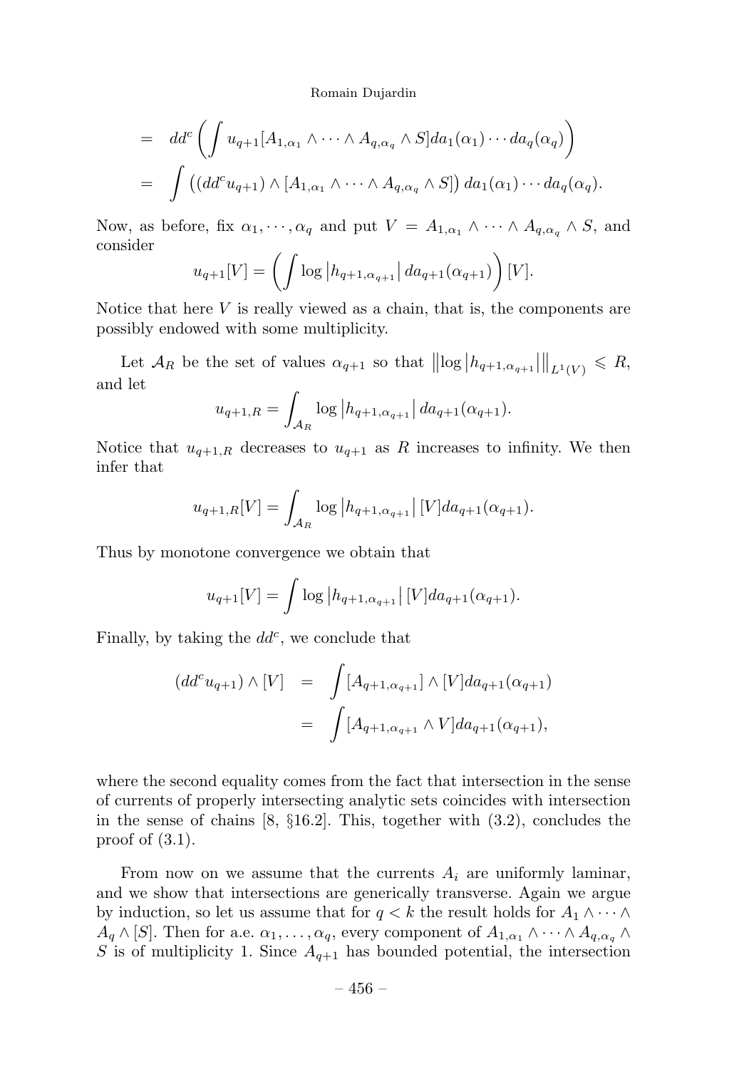$$
\begin{aligned}
&= dd^c \left( \int u_{q+1} [A_{1,\alpha_1} \wedge \cdots \wedge A_{q,\alpha_q} \wedge S] da_1(\alpha_1) \cdots da_q(\alpha_q) \right) \\
&= \int \left( (dd^c u_{q+1}) \wedge [A_{1,\alpha_1} \wedge \cdots \wedge A_{q,\alpha_q} \wedge S] \right) da_1(\alpha_1) \cdots da_q(\alpha_q).
\end{aligned}
$$

Now, as before, fix $\alpha_1, \cdots, \alpha_q$ and put $V = A_{1,\alpha_1} \wedge \cdots \wedge A_{q,\alpha_q} \wedge S$, and consider

$$
u_{q+1}[V] = \left( \int \log \left| h_{q+1,\alpha_{q+1}} \right| da_{q+1}(\alpha_{q+1}) \right) [V].
$$

Notice that here $V$ is really viewed as a chain, that is, the components are possibly endowed with some multiplicity.

Let $\mathcal{A}_R$ be the set of values $\alpha_{q+1}$ so that $\left\| \log \left| h_{q+1,\alpha_{q+1}} \right| \right\|_{L^1(V)} \leqslant R$, and let

$$
u_{q+1,R} = \int_{\mathcal{A}_R} \log \left| h_{q+1,\alpha_{q+1}} \right| da_{q+1}(\alpha_{q+1}).
$$

Notice that $u_{q+1,R}$ decreases to $u_{q+1}$ as $R$ increases to infinity. We then infer that

$$
u_{q+1,R}[V] = \int_{\mathcal{A}_R} \log \left| h_{q+1,\alpha_{q+1}} \right| [V] da_{q+1}(\alpha_{q+1}).
$$

Thus by monotone convergence we obtain that

$$
u_{q+1}[V] = \int \log \left| h_{q+1,\alpha_{q+1}} \right| [V] da_{q+1}(\alpha_{q+1}).
$$

Finally, by taking the $dd^c$, we conclude that

$$
\begin{aligned}
(dd^c u_{q+1}) \wedge [V] &= \int [A_{q+1,\alpha_{q+1}}] \wedge [V] da_{q+1}(\alpha_{q+1}) \\
&= \int [A_{q+1,\alpha_{q+1}} \wedge V] da_{q+1}(\alpha_{q+1}),
\end{aligned}
$$

where the second equality comes from the fact that intersection in the sense of currents of properly intersecting analytic sets coincides with intersection in the sense of chains [8, §16.2]. This, together with (3.2), concludes the proof of (3.1).

From now on we assume that the currents $A_i$ are uniformly laminar, and we show that intersections are generically transverse. Again we argue by induction, so let us assume that for $q < k$ the result holds for $A_1 \wedge \cdots \wedge A_q \wedge [S]$. Then for a.e. $\alpha_1, \ldots, \alpha_q$, every component of $A_{1,\alpha_1} \wedge \cdots \wedge A_{q,\alpha_q} \wedge S$ is of multiplicity 1. Since $A_{q+1}$ has bounded potential, the intersection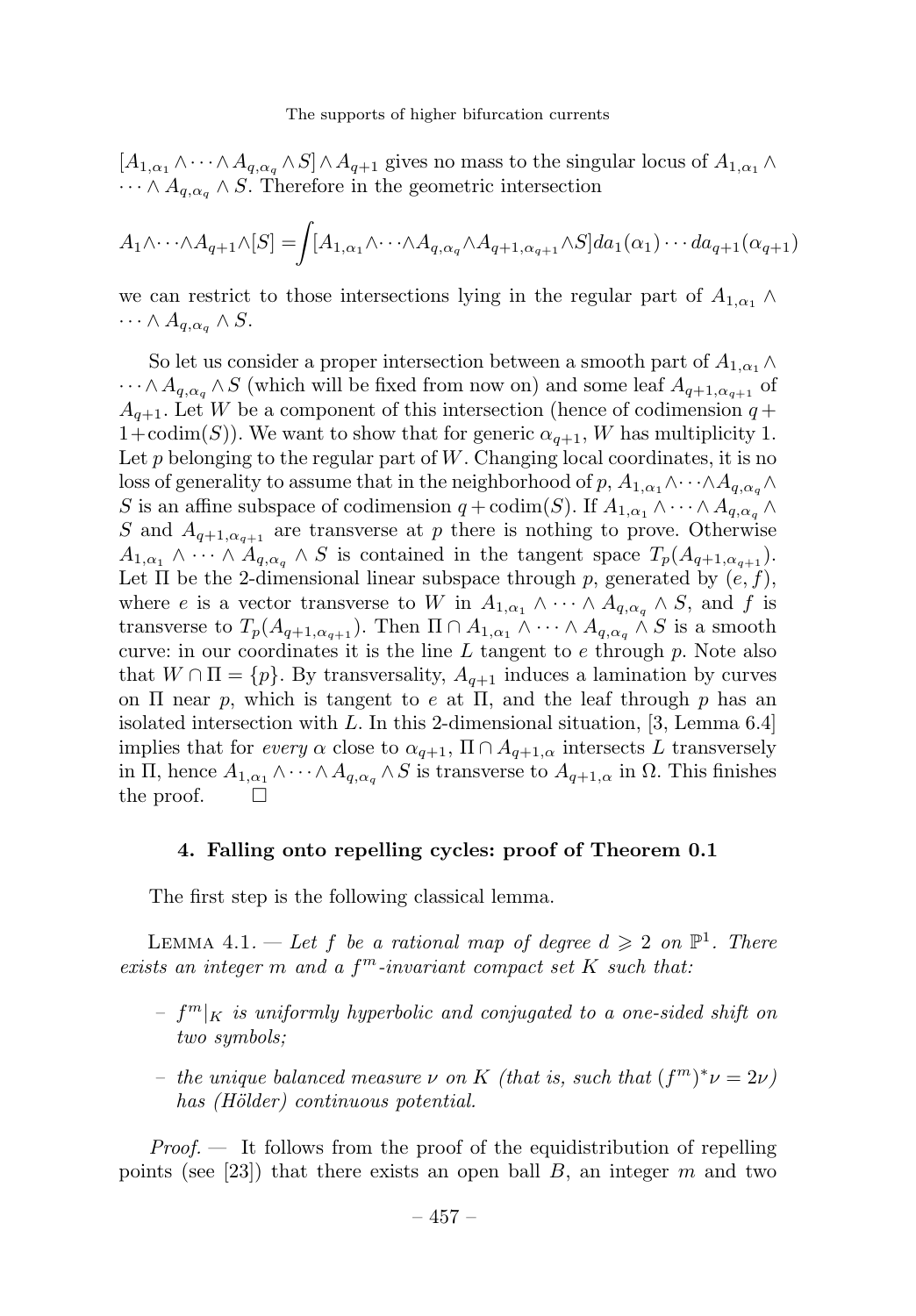$[A_{1,\alpha_1}\wedge\cdots\wedge A_{q,\alpha_q}\wedge S]\wedge A_{q+1}$ gives no mass to the singular locus of $A_{1,\alpha_1}\wedge\cdots\wedge A_{q,\alpha_q}\wedge S$. Therefore in the geometric intersection

$$A_1\wedge\cdots\wedge A_{q+1}\wedge[S]=\int[A_{1,\alpha_1}\wedge\cdots\wedge A_{q,\alpha_q}\wedge A_{q+1,\alpha_{q+1}}\wedge S]da_1(\alpha_1)\cdots da_{q+1}(\alpha_{q+1})$$

we can restrict to those intersections lying in the regular part of $A_{1,\alpha_1}\wedge\cdots\wedge A_{q,\alpha_q}\wedge S$.

So let us consider a proper intersection between a smooth part of $A_{1,\alpha_1}\wedge\cdots\wedge A_{q,\alpha_q}\wedge S$ (which will be fixed from now on) and some leaf $A_{q+1,\alpha_{q+1}}$ of $A_{q+1}$. Let $W$ be a component of this intersection (hence of codimension $q+1+\mathrm{codim}(S)$). We want to show that for generic $\alpha_{q+1}$, $W$ has multiplicity 1. Let $p$ belonging to the regular part of $W$. Changing local coordinates, it is no loss of generality to assume that in the neighborhood of $p$, $A_{1,\alpha_1}\wedge\cdots\wedge A_{q,\alpha_q}\wedge S$ is an affine subspace of codimension $q+\mathrm{codim}(S)$. If $A_{1,\alpha_1}\wedge\cdots\wedge A_{q,\alpha_q}\wedge S$ and $A_{q+1,\alpha_{q+1}}$ are transverse at $p$ there is nothing to prove. Otherwise $A_{1,\alpha_1}\wedge\cdots\wedge A_{q,\alpha_q}\wedge S$ is contained in the tangent space $T_p(A_{q+1,\alpha_{q+1}})$. Let $\Pi$ be the 2-dimensional linear subspace through $p$, generated by $(e,f)$, where $e$ is a vector transverse to $W$ in $A_{1,\alpha_1}\wedge\cdots\wedge A_{q,\alpha_q}\wedge S$, and $f$ is transverse to $T_p(A_{q+1,\alpha_{q+1}})$. Then $\Pi\cap A_{1,\alpha_1}\wedge\cdots\wedge A_{q,\alpha_q}\wedge S$ is a smooth curve: in our coordinates it is the line $L$ tangent to $e$ through $p$. Note also that $W\cap\Pi=\{p\}$. By transversality, $A_{q+1}$ induces a lamination by curves on $\Pi$ near $p$, which is tangent to $e$ at $\Pi$, and the leaf through $p$ has an isolated intersection with $L$. In this 2-dimensional situation, [3, Lemma 6.4] implies that for *every* $\alpha$ close to $\alpha_{q+1}$, $\Pi\cap A_{q+1,\alpha}$ intersects $L$ transversely in $\Pi$, hence $A_{1,\alpha_1}\wedge\cdots\wedge A_{q,\alpha_q}\wedge S$ is transverse to $A_{q+1,\alpha}$ in $\Omega$. This finishes the proof. $\square$

## 4. Falling onto repelling cycles: proof of Theorem 0.1

The first step is the following classical lemma.

Lemma 4.1. — *Let $f$ be a rational map of degree $d\geqslant 2$ on $\mathbb{P}^1$. There exists an integer $m$ and a $f^m$-invariant compact set $K$ such that:*

- *$f^m|_K$ is uniformly hyperbolic and conjugated to a one-sided shift on two symbols;*
- *the unique balanced measure $\nu$ on $K$ (that is, such that $(f^m)^*\nu=2\nu$) has (Hölder) continuous potential.*

*Proof.* — It follows from the proof of the equidistribution of repelling points (see [23]) that there exists an open ball $B$, an integer $m$ and two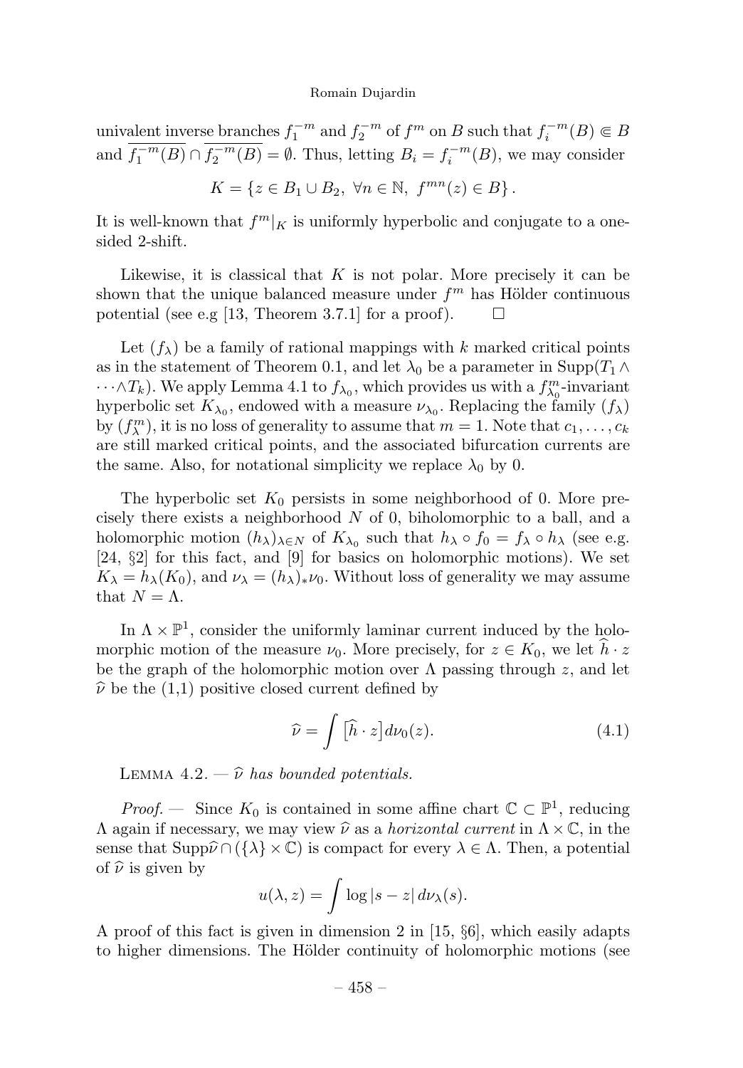univalent inverse branches $f_1^{-m}$ and $f_2^{-m}$ of $f^m$ on $B$ such that $f_i^{-m}(B) \Subset B$ and $\overline{f_1^{-m}(B)} \cap \overline{f_2^{-m}(B)} = \emptyset$. Thus, letting $B_i = f_i^{-m}(B)$, we may consider

$$K = \left\{ z \in B_1 \cup B_2,\ \forall n \in \mathbb{N},\ f^{mn}(z) \in B \right\}.$$

It is well-known that $f^m|_K$ is uniformly hyperbolic and conjugate to a one-sided 2-shift.

Likewise, it is classical that $K$ is not polar. More precisely it can be shown that the unique balanced measure under $f^m$ has Hölder continuous potential (see e.g [13, Theorem 3.7.1] for a proof). □

Let $(f_\lambda)$ be a family of rational mappings with $k$ marked critical points as in the statement of Theorem 0.1, and let $\lambda_0$ be a parameter in $\mathrm{Supp}(T_1 \wedge \cdots \wedge T_k)$. We apply Lemma 4.1 to $f_{\lambda_0}$, which provides us with a $f_{\lambda_0}^m$-invariant hyperbolic set $K_{\lambda_0}$, endowed with a measure $\nu_{\lambda_0}$. Replacing the family $(f_\lambda)$ by $(f_\lambda^m)$, it is no loss of generality to assume that $m = 1$. Note that $c_1, \ldots, c_k$ are still marked critical points, and the associated bifurcation currents are the same. Also, for notational simplicity we replace $\lambda_0$ by 0.

The hyperbolic set $K_0$ persists in some neighborhood of 0. More precisely there exists a neighborhood $N$ of 0, biholomorphic to a ball, and a holomorphic motion $(h_\lambda)_{\lambda \in N}$ of $K_{\lambda_0}$ such that $h_\lambda \circ f_0 = f_\lambda \circ h_\lambda$ (see e.g. [24, §2] for this fact, and [9] for basics on holomorphic motions). We set $K_\lambda = h_\lambda(K_0)$, and $\nu_\lambda = (h_\lambda)_* \nu_0$. Without loss of generality we may assume that $N = \Lambda$.

In $\Lambda \times \mathbb{P}^1$, consider the uniformly laminar current induced by the holomorphic motion of the measure $\nu_0$. More precisely, for $z \in K_0$, we let $\widehat{h} \cdot z$ be the graph of the holomorphic motion over $\Lambda$ passing through $z$, and let $\widehat{\nu}$ be the (1,1) positive closed current defined by

$$\widehat{\nu} = \int \big[\widehat{h} \cdot z\big] d\nu_0(z). \tag{4.1}$$

Lemma 4.2. — *$\widehat{\nu}$ has bounded potentials.*

*Proof.* — Since $K_0$ is contained in some affine chart $\mathbb{C} \subset \mathbb{P}^1$, reducing $\Lambda$ again if necessary, we may view $\widehat{\nu}$ as a *horizontal current* in $\Lambda \times \mathbb{C}$, in the sense that $\mathrm{Supp}\widehat{\nu} \cap (\{\lambda\} \times \mathbb{C})$ is compact for every $\lambda \in \Lambda$. Then, a potential of $\widehat{\nu}$ is given by

$$u(\lambda, z) = \int \log |s - z|\, d\nu_\lambda(s).$$

A proof of this fact is given in dimension 2 in [15, §6], which easily adapts to higher dimensions. The Hölder continuity of holomorphic motions (see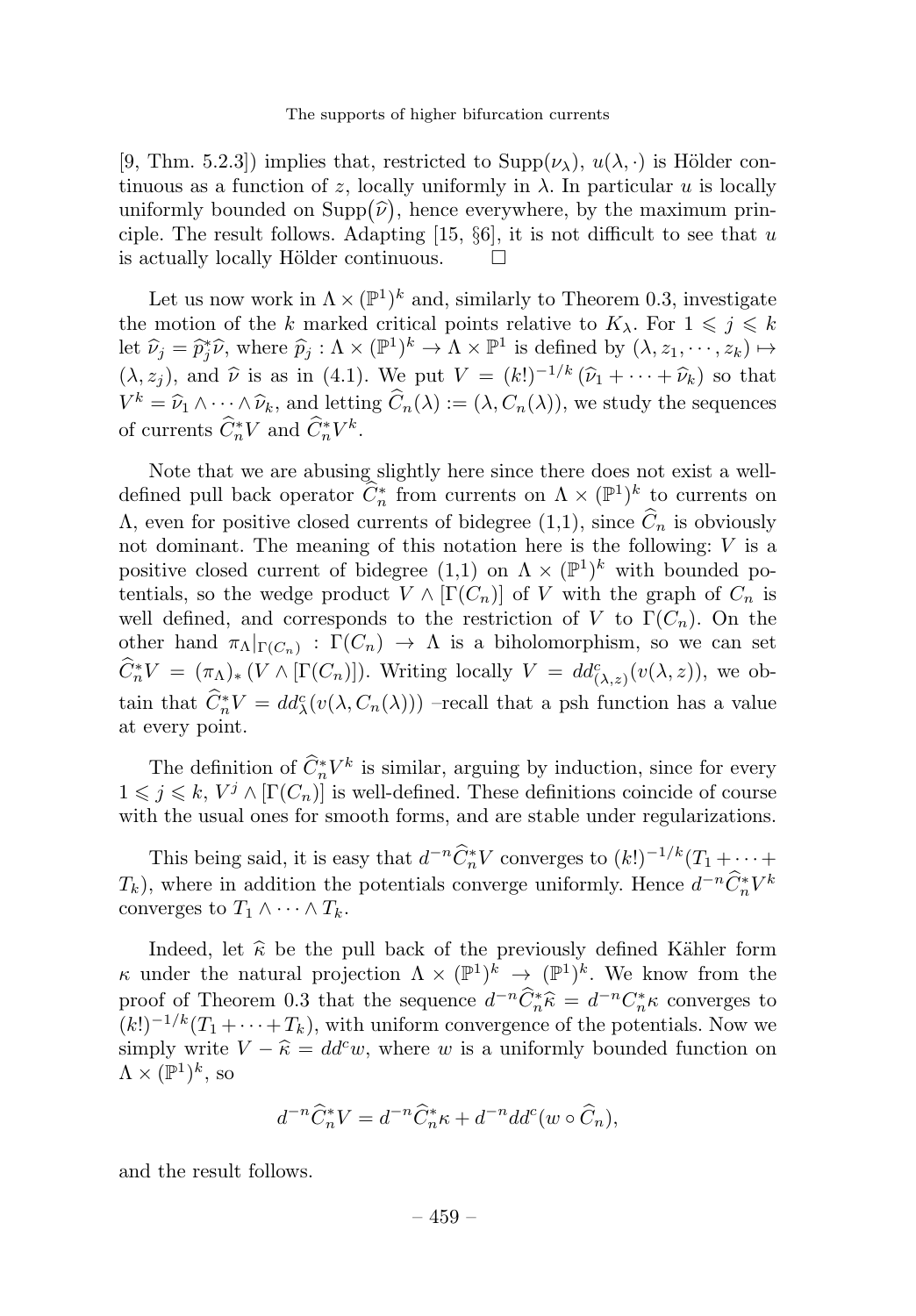[9, Thm. 5.2.3]) implies that, restricted to $\mathrm{Supp}(\nu_\lambda)$, $u(\lambda,\cdot)$ is Hölder continuous as a function of $z$, locally uniformly in $\lambda$. In particular $u$ is locally uniformly bounded on $\mathrm{Supp}(\widehat{\nu})$, hence everywhere, by the maximum principle. The result follows. Adapting [15, §6], it is not difficult to see that $u$ is actually locally Hölder continuous. $\square$

Let us now work in $\Lambda \times (\mathbb{P}^1)^k$ and, similarly to Theorem 0.3, investigate the motion of the $k$ marked critical points relative to $K_\lambda$. For $1 \leqslant j \leqslant k$ let $\widehat{\nu}_j = \widehat{p}_j^*\widehat{\nu}$, where $\widehat{p}_j : \Lambda \times (\mathbb{P}^1)^k \to \Lambda \times \mathbb{P}^1$ is defined by $(\lambda, z_1, \cdots, z_k) \mapsto (\lambda, z_j)$, and $\widehat{\nu}$ is as in (4.1). We put $V = (k!)^{-1/k}(\widehat{\nu}_1 + \cdots + \widehat{\nu}_k)$ so that $V^k = \widehat{\nu}_1 \wedge \cdots \wedge \widehat{\nu}_k$, and letting $\widehat{C}_n(\lambda) := (\lambda, C_n(\lambda))$, we study the sequences of currents $\widehat{C}_n^*V$ and $\widehat{C}_n^*V^k$.

Note that we are abusing slightly here since there does not exist a well-defined pull back operator $\widehat{C}_n^*$ from currents on $\Lambda \times (\mathbb{P}^1)^k$ to currents on $\Lambda$, even for positive closed currents of bidegree (1,1), since $\widehat{C}_n$ is obviously not dominant. The meaning of this notation here is the following: $V$ is a positive closed current of bidegree (1,1) on $\Lambda \times (\mathbb{P}^1)^k$ with bounded potentials, so the wedge product $V \wedge [\Gamma(C_n)]$ of $V$ with the graph of $C_n$ is well defined, and corresponds to the restriction of $V$ to $\Gamma(C_n)$. On the other hand $\pi_\Lambda|_{\Gamma(C_n)} : \Gamma(C_n) \to \Lambda$ is a biholomorphism, so we can set $\widehat{C}_n^*V = (\pi_\Lambda)_*(V \wedge [\Gamma(C_n)])$. Writing locally $V = dd^c_{(\lambda,z)}(v(\lambda,z))$, we obtain that $\widehat{C}_n^*V = dd^c_\lambda(v(\lambda, C_n(\lambda)))$ –recall that a psh function has a value at every point.

The definition of $\widehat{C}_n^*V^k$ is similar, arguing by induction, since for every $1 \leqslant j \leqslant k$, $V^j \wedge [\Gamma(C_n)]$ is well-defined. These definitions coincide of course with the usual ones for smooth forms, and are stable under regularizations.

This being said, it is easy that $d^{-n}\widehat{C}_n^*V$ converges to $(k!)^{-1/k}(T_1 + \cdots + T_k)$, where in addition the potentials converge uniformly. Hence $d^{-n}\widehat{C}_n^*V^k$ converges to $T_1 \wedge \cdots \wedge T_k$.

Indeed, let $\widehat{\kappa}$ be the pull back of the previously defined Kähler form $\kappa$ under the natural projection $\Lambda \times (\mathbb{P}^1)^k \to (\mathbb{P}^1)^k$. We know from the proof of Theorem 0.3 that the sequence $d^{-n}\widehat{C}_n^*\widehat{\kappa} = d^{-n}C_n^*\kappa$ converges to $(k!)^{-1/k}(T_1 + \cdots + T_k)$, with uniform convergence of the potentials. Now we simply write $V - \widehat{\kappa} = dd^c w$, where $w$ is a uniformly bounded function on $\Lambda \times (\mathbb{P}^1)^k$, so

$$d^{-n}\widehat{C}_n^*V = d^{-n}\widehat{C}_n^*\kappa + d^{-n}dd^c(w \circ \widehat{C}_n),$$

and the result follows.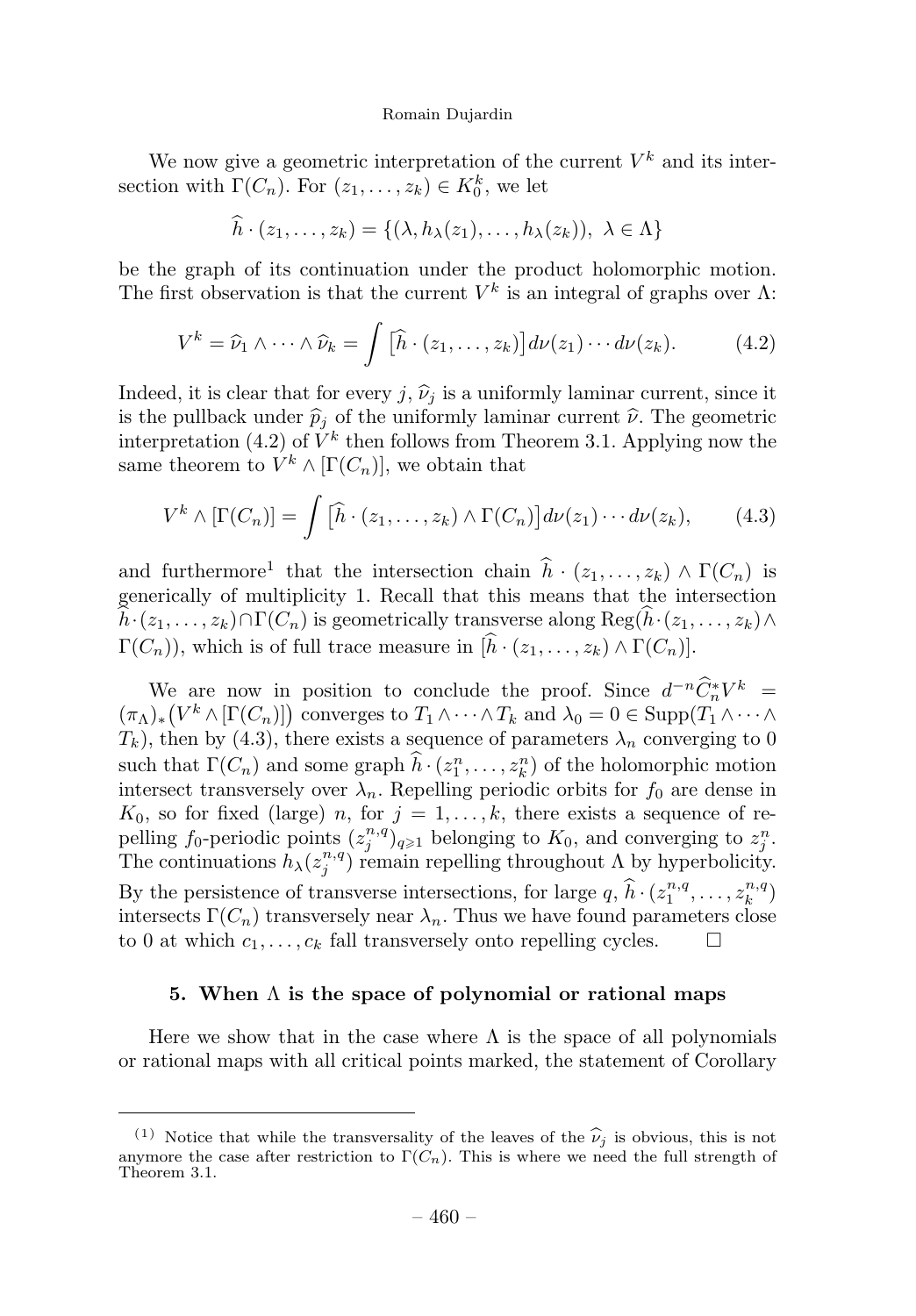We now give a geometric interpretation of the current $V^k$ and its intersection with $\Gamma(C_n)$. For $(z_1, \ldots, z_k) \in K_0^k$, we let

$$\widehat{h} \cdot (z_1, \ldots, z_k) = \{(\lambda, h_\lambda(z_1), \ldots, h_\lambda(z_k)),\ \lambda \in \Lambda\}$$

be the graph of its continuation under the product holomorphic motion. The first observation is that the current $V^k$ is an integral of graphs over $\Lambda$:

$$V^k = \widehat{\nu}_1 \wedge \cdots \wedge \widehat{\nu}_k = \int \big[\widehat{h} \cdot (z_1, \ldots, z_k)\big] d\nu(z_1) \cdots d\nu(z_k). \tag{4.2}$$

Indeed, it is clear that for every $j$, $\widehat{\nu}_j$ is a uniformly laminar current, since it is the pullback under $\widehat{p}_j$ of the uniformly laminar current $\widehat{\nu}$. The geometric interpretation (4.2) of $V^k$ then follows from Theorem 3.1. Applying now the same theorem to $V^k \wedge [\Gamma(C_n)]$, we obtain that

$$V^k \wedge [\Gamma(C_n)] = \int \big[\widehat{h} \cdot (z_1, \ldots, z_k) \wedge \Gamma(C_n)\big] d\nu(z_1) \cdots d\nu(z_k), \tag{4.3}$$

and furthermore[1] that the intersection chain $\widehat{h} \cdot (z_1, \ldots, z_k) \wedge \Gamma(C_n)$ is generically of multiplicity 1. Recall that this means that the intersection $\widehat{h} \cdot (z_1, \ldots, z_k) \cap \Gamma(C_n)$ is geometrically transverse along $\mathrm{Reg}(\widehat{h} \cdot (z_1, \ldots, z_k) \wedge \Gamma(C_n))$, which is of full trace measure in $[\widehat{h} \cdot (z_1, \ldots, z_k) \wedge \Gamma(C_n)]$.

We are now in position to conclude the proof. Since $d^{-n}\widehat{C}_n^* V^k = (\pi_\Lambda)_*\big(V^k \wedge [\Gamma(C_n)]\big)$ converges to $T_1 \wedge \cdots \wedge T_k$ and $\lambda_0 = 0 \in \mathrm{Supp}(T_1 \wedge \cdots \wedge T_k)$, then by (4.3), there exists a sequence of parameters $\lambda_n$ converging to 0 such that $\Gamma(C_n)$ and some graph $\widehat{h} \cdot (z_1^n, \ldots, z_k^n)$ of the holomorphic motion intersect transversely over $\lambda_n$. Repelling periodic orbits for $f_0$ are dense in $K_0$, so for fixed (large) $n$, for $j = 1, \ldots, k$, there exists a sequence of repelling $f_0$-periodic points $(z_j^{n,q})_{q \geqslant 1}$ belonging to $K_0$, and converging to $z_j^n$. The continuations $h_\lambda(z_j^{n,q})$ remain repelling throughout $\Lambda$ by hyperbolicity. By the persistence of transverse intersections, for large $q$, $\widehat{h} \cdot (z_1^{n,q}, \ldots, z_k^{n,q})$ intersects $\Gamma(C_n)$ transversely near $\lambda_n$. Thus we have found parameters close to 0 at which $c_1, \ldots, c_k$ fall transversely onto repelling cycles. $\square$

## 5. When $\Lambda$ is the space of polynomial or rational maps

Here we show that in the case where $\Lambda$ is the space of all polynomials or rational maps with all critical points marked, the statement of Corollary

---

[1] Notice that while the transversality of the leaves of the $\widehat{\nu}_j$ is obvious, this is not anymore the case after restriction to $\Gamma(C_n)$. This is where we need the full strength of Theorem 3.1.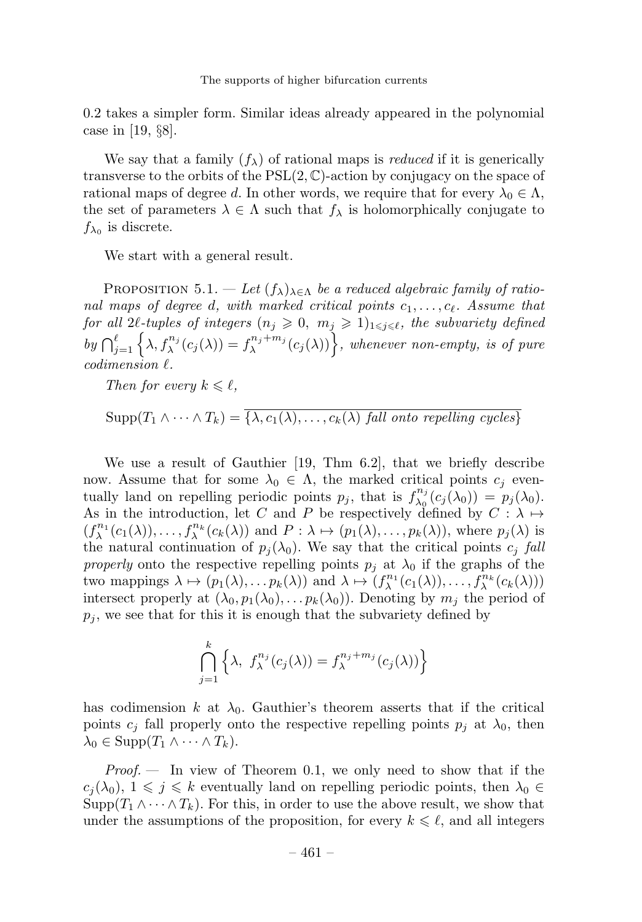0.2 takes a simpler form. Similar ideas already appeared in the polynomial case in [19, §8].

We say that a family $(f_\lambda)$ of rational maps is *reduced* if it is generically transverse to the orbits of the $\mathrm{PSL}(2,\mathbb{C})$-action by conjugacy on the space of rational maps of degree $d$. In other words, we require that for every $\lambda_0 \in \Lambda$, the set of parameters $\lambda \in \Lambda$ such that $f_\lambda$ is holomorphically conjugate to $f_{\lambda_0}$ is discrete.

We start with a general result.

Proposition 5.1. — *Let $(f_\lambda)_{\lambda\in\Lambda}$ be a reduced algebraic family of rational maps of degree $d$, with marked critical points $c_1, \ldots, c_\ell$. Assume that for all $2\ell$-tuples of integers $(n_j \geqslant 0,\ m_j \geqslant 1)_{1\leqslant j\leqslant \ell}$, the subvariety defined by $\bigcap_{j=1}^{\ell} \left\{\lambda, f_\lambda^{n_j}(c_j(\lambda)) = f_\lambda^{n_j+m_j}(c_j(\lambda))\right\}$, whenever non-empty, is of pure codimension $\ell$.*

*Then for every $k \leqslant \ell$,*

$$\mathrm{Supp}(T_1 \wedge \cdots \wedge T_k) = \overline{\{\lambda, c_1(\lambda), \ldots, c_k(\lambda) \text{ fall onto repelling cycles}\}}$$

We use a result of Gauthier [19, Thm 6.2], that we briefly describe now. Assume that for some $\lambda_0 \in \Lambda$, the marked critical points $c_j$ eventually land on repelling periodic points $p_j$, that is $f_{\lambda_0}^{n_j}(c_j(\lambda_0)) = p_j(\lambda_0)$. As in the introduction, let $C$ and $P$ be respectively defined by $C : \lambda \mapsto (f_\lambda^{n_1}(c_1(\lambda)), \ldots, f_\lambda^{n_k}(c_k(\lambda))$ and $P : \lambda \mapsto (p_1(\lambda), \ldots, p_k(\lambda))$, where $p_j(\lambda)$ is the natural continuation of $p_j(\lambda_0)$. We say that the critical points $c_j$ *fall properly* onto the respective repelling points $p_j$ at $\lambda_0$ if the graphs of the two mappings $\lambda \mapsto (p_1(\lambda), \ldots p_k(\lambda))$ and $\lambda \mapsto (f_\lambda^{n_1}(c_1(\lambda)), \ldots, f_\lambda^{n_k}(c_k(\lambda)))$ intersect properly at $(\lambda_0, p_1(\lambda_0), \ldots p_k(\lambda_0))$. Denoting by $m_j$ the period of $p_j$, we see that for this it is enough that the subvariety defined by

$$\bigcap_{j=1}^{k} \left\{\lambda,\ f_\lambda^{n_j}(c_j(\lambda)) = f_\lambda^{n_j+m_j}(c_j(\lambda))\right\}$$

has codimension $k$ at $\lambda_0$. Gauthier's theorem asserts that if the critical points $c_j$ fall properly onto the respective repelling points $p_j$ at $\lambda_0$, then $\lambda_0 \in \mathrm{Supp}(T_1 \wedge \cdots \wedge T_k)$.

*Proof.* — In view of Theorem 0.1, we only need to show that if the $c_j(\lambda_0)$, $1 \leqslant j \leqslant k$ eventually land on repelling periodic points, then $\lambda_0 \in \mathrm{Supp}(T_1 \wedge \cdots \wedge T_k)$. For this, in order to use the above result, we show that under the assumptions of the proposition, for every $k \leqslant \ell$, and all integers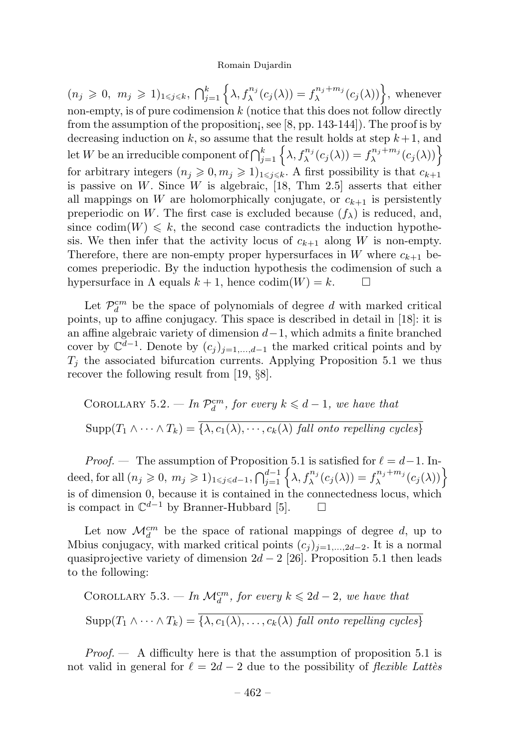$(n_j \geqslant 0,\ m_j \geqslant 1)_{1\leqslant j\leqslant k}$, $\bigcap_{j=1}^k \left\{\lambda, f_\lambda^{n_j}(c_j(\lambda)) = f_\lambda^{n_j+m_j}(c_j(\lambda))\right\}$, whenever non-empty, is of pure codimension $k$ (notice that this does not follow directly from the assumption of the proposition¡, see [8, pp. 143-144]). The proof is by decreasing induction on $k$, so assume that the result holds at step $k+1$, and let $W$ be an irreducible component of $\bigcap_{j=1}^k \left\{\lambda, f_\lambda^{n_j}(c_j(\lambda)) = f_\lambda^{n_j+m_j}(c_j(\lambda))\right\}$ for arbitrary integers $(n_j \geqslant 0, m_j \geqslant 1)_{1\leqslant j\leqslant k}$. A first possibility is that $c_{k+1}$ is passive on $W$. Since $W$ is algebraic, [18, Thm 2.5] asserts that either all mappings on $W$ are holomorphically conjugate, or $c_{k+1}$ is persistently preperiodic on $W$. The first case is excluded because $(f_\lambda)$ is reduced, and, since $\mathrm{codim}(W) \leqslant k$, the second case contradicts the induction hypothesis. We then infer that the activity locus of $c_{k+1}$ along $W$ is non-empty. Therefore, there are non-empty proper hypersurfaces in $W$ where $c_{k+1}$ becomes preperiodic. By the induction hypothesis the codimension of such a hypersurface in $\Lambda$ equals $k+1$, hence $\mathrm{codim}(W) = k$. □

Let $\mathcal{P}_d^{cm}$ be the space of polynomials of degree $d$ with marked critical points, up to affine conjugacy. This space is described in detail in [18]: it is an affine algebraic variety of dimension $d-1$, which admits a finite branched cover by $\mathbb{C}^{d-1}$. Denote by $(c_j)_{j=1,\ldots,d-1}$ the marked critical points and by $T_j$ the associated bifurcation currents. Applying Proposition 5.1 we thus recover the following result from [19, §8].

Corollary 5.2. — *In $\mathcal{P}_d^{cm}$, for every $k \leqslant d-1$, we have that*

$$\mathrm{Supp}(T_1 \wedge \cdots \wedge T_k) = \overline{\{\lambda, c_1(\lambda), \cdots, c_k(\lambda) \text{ fall onto repelling cycles}\}}$$

*Proof.* — The assumption of Proposition 5.1 is satisfied for $\ell = d-1$. Indeed, for all $(n_j \geqslant 0,\ m_j \geqslant 1)_{1\leqslant j\leqslant d-1}$, $\bigcap_{j=1}^{d-1} \left\{\lambda, f_\lambda^{n_j}(c_j(\lambda)) = f_\lambda^{n_j+m_j}(c_j(\lambda))\right\}$ is of dimension 0, because it is contained in the connectedness locus, which is compact in $\mathbb{C}^{d-1}$ by Branner-Hubbard [5]. □

Let now $\mathcal{M}_d^{cm}$ be the space of rational mappings of degree $d$, up to Mbius conjugacy, with marked critical points $(c_j)_{j=1,\ldots,2d-2}$. It is a normal quasiprojective variety of dimension $2d-2$ [26]. Proposition 5.1 then leads to the following:

Corollary 5.3. — *In $\mathcal{M}_d^{cm}$, for every $k \leqslant 2d-2$, we have that*

$$\mathrm{Supp}(T_1 \wedge \cdots \wedge T_k) = \overline{\{\lambda, c_1(\lambda), \ldots, c_k(\lambda) \text{ fall onto repelling cycles}\}}$$

*Proof.* — A difficulty here is that the assumption of proposition 5.1 is not valid in general for $\ell = 2d-2$ due to the possibility of *flexible Lattès*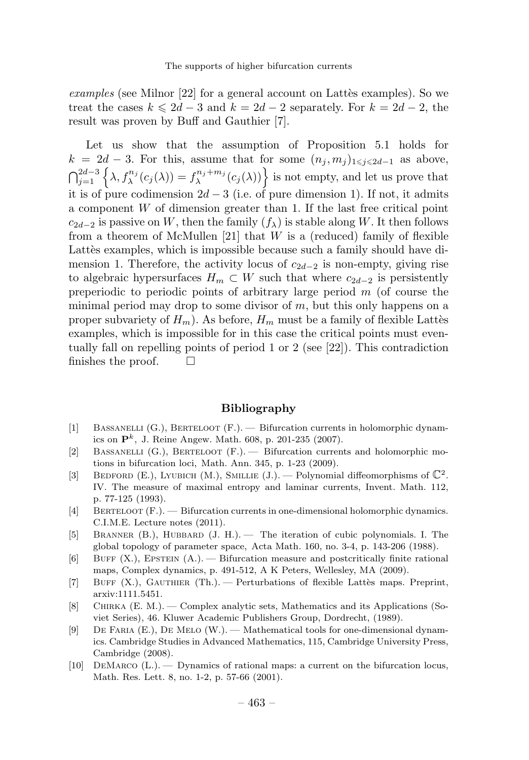*examples* (see Milnor [22] for a general account on Lattès examples). So we treat the cases $k \leqslant 2d-3$ and $k = 2d-2$ separately. For $k = 2d-2$, the result was proven by Buff and Gauthier [7].

Let us show that the assumption of Proposition 5.1 holds for $k = 2d-3$. For this, assume that for some $(n_j, m_j)_{1 \leqslant j \leqslant 2d-1}$ as above, $\bigcap_{j=1}^{2d-3} \left\{ \lambda, f_\lambda^{n_j}(c_j(\lambda)) = f_\lambda^{n_j+m_j}(c_j(\lambda)) \right\}$ is not empty, and let us prove that it is of pure codimension $2d-3$ (i.e. of pure dimension 1). If not, it admits a component $W$ of dimension greater than 1. If the last free critical point $c_{2d-2}$ is passive on $W$, then the family $(f_\lambda)$ is stable along $W$. It then follows from a theorem of McMullen [21] that $W$ is a (reduced) family of flexible Lattès examples, which is impossible because such a family should have dimension 1. Therefore, the activity locus of $c_{2d-2}$ is non-empty, giving rise to algebraic hypersurfaces $H_m \subset W$ such that where $c_{2d-2}$ is persistently preperiodic to periodic points of arbitrary large period $m$ (of course the minimal period may drop to some divisor of $m$, but this only happens on a proper subvariety of $H_m$). As before, $H_m$ must be a family of flexible Lattès examples, which is impossible for in this case the critical points must eventually fall on repelling points of period 1 or 2 (see [22]). This contradiction finishes the proof. □

## Bibliography

[1] Bassanelli (G.), Berteloot (F.). — Bifurcation currents in holomorphic dynamics on $\mathbf{P}^k$, J. Reine Angew. Math. 608, p. 201-235 (2007).

[2] Bassanelli (G.), Berteloot (F.). — Bifurcation currents and holomorphic motions in bifurcation loci, Math. Ann. 345, p. 1-23 (2009).

[3] Bedford (E.), Lyubich (M.), Smillie (J.). — Polynomial diffeomorphisms of $\mathbb{C}^2$. IV. The measure of maximal entropy and laminar currents, Invent. Math. 112, p. 77-125 (1993).

[4] Berteloot (F.). — Bifurcation currents in one-dimensional holomorphic dynamics. C.I.M.E. Lecture notes (2011).

[5] Branner (B.), Hubbard (J. H.). — The iteration of cubic polynomials. I. The global topology of parameter space, Acta Math. 160, no. 3-4, p. 143-206 (1988).

[6] Buff (X.), Epstein (A.). — Bifurcation measure and postcritically finite rational maps, Complex dynamics, p. 491-512, A K Peters, Wellesley, MA (2009).

[7] Buff (X.), Gauthier (Th.). — Perturbations of flexible Lattès maps. Preprint, arxiv:1111.5451.

[8] Chirka (E. M.). — Complex analytic sets, Mathematics and its Applications (Soviet Series), 46. Kluwer Academic Publishers Group, Dordrecht, (1989).

[9] De Faria (E.), De Melo (W.). — Mathematical tools for one-dimensional dynamics. Cambridge Studies in Advanced Mathematics, 115, Cambridge University Press, Cambridge (2008).

[10] DeMarco (L.). — Dynamics of rational maps: a current on the bifurcation locus, Math. Res. Lett. 8, no. 1-2, p. 57-66 (2001).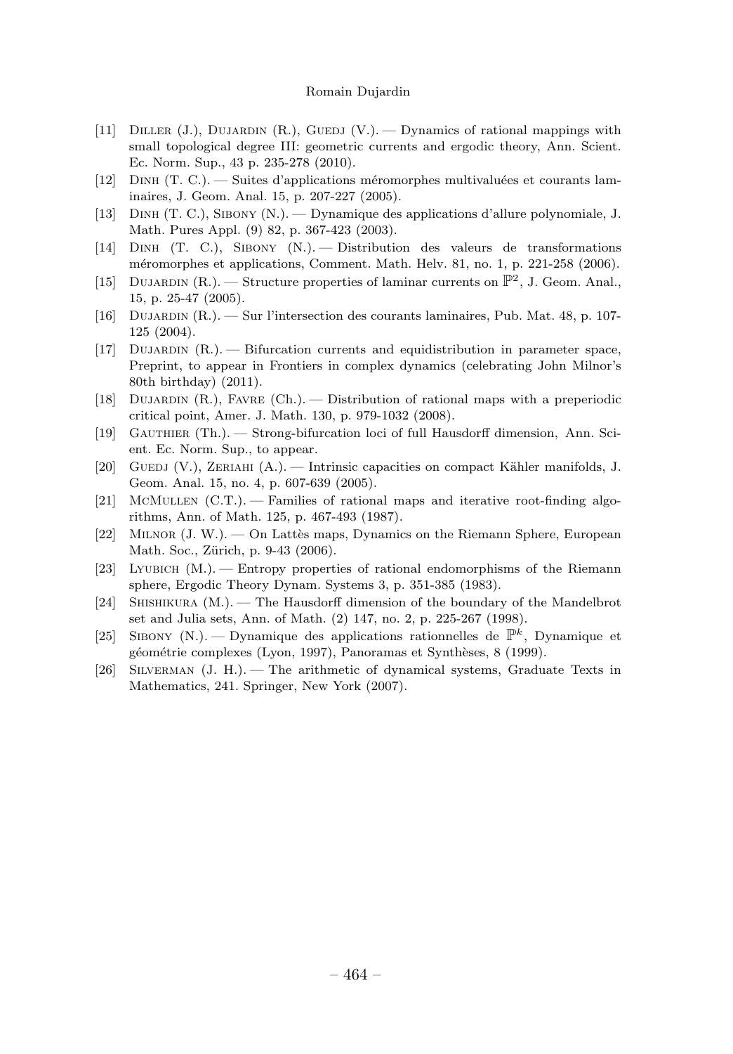[11] Diller (J.), Dujardin (R.), Guedj (V.). — Dynamics of rational mappings with small topological degree III: geometric currents and ergodic theory, Ann. Scient. Ec. Norm. Sup., 43 p. 235-278 (2010).

[12] Dinh (T. C.). — Suites d'applications méromorphes multivaluées et courants laminaires, J. Geom. Anal. 15, p. 207-227 (2005).

[13] Dinh (T. C.), Sibony (N.). — Dynamique des applications d'allure polynomiale, J. Math. Pures Appl. (9) 82, p. 367-423 (2003).

[14] Dinh (T. C.), Sibony (N.). — Distribution des valeurs de transformations méromorphes et applications, Comment. Math. Helv. 81, no. 1, p. 221-258 (2006).

[15] Dujardin (R.). — Structure properties of laminar currents on $\mathbb{P}^2$, J. Geom. Anal., 15, p. 25-47 (2005).

[16] Dujardin (R.). — Sur l'intersection des courants laminaires, Pub. Mat. 48, p. 107-125 (2004).

[17] Dujardin (R.). — Bifurcation currents and equidistribution in parameter space, Preprint, to appear in Frontiers in complex dynamics (celebrating John Milnor's 80th birthday) (2011).

[18] Dujardin (R.), Favre (Ch.). — Distribution of rational maps with a preperiodic critical point, Amer. J. Math. 130, p. 979-1032 (2008).

[19] Gauthier (Th.). — Strong-bifurcation loci of full Hausdorff dimension, Ann. Scient. Ec. Norm. Sup., to appear.

[20] Guedj (V.), Zeriahi (A.). — Intrinsic capacities on compact Kähler manifolds, J. Geom. Anal. 15, no. 4, p. 607-639 (2005).

[21] McMullen (C.T.). — Families of rational maps and iterative root-finding algorithms, Ann. of Math. 125, p. 467-493 (1987).

[22] Milnor (J. W.). — On Lattès maps, Dynamics on the Riemann Sphere, European Math. Soc., Zürich, p. 9-43 (2006).

[23] Lyubich (M.). — Entropy properties of rational endomorphisms of the Riemann sphere, Ergodic Theory Dynam. Systems 3, p. 351-385 (1983).

[24] Shishikura (M.). — The Hausdorff dimension of the boundary of the Mandelbrot set and Julia sets, Ann. of Math. (2) 147, no. 2, p. 225-267 (1998).

[25] Sibony (N.). — Dynamique des applications rationnelles de $\mathbb{P}^k$, Dynamique et géométrie complexes (Lyon, 1997), Panoramas et Synthèses, 8 (1999).

[26] Silverman (J. H.). — The arithmetic of dynamical systems, Graduate Texts in Mathematics, 241. Springer, New York (2007).